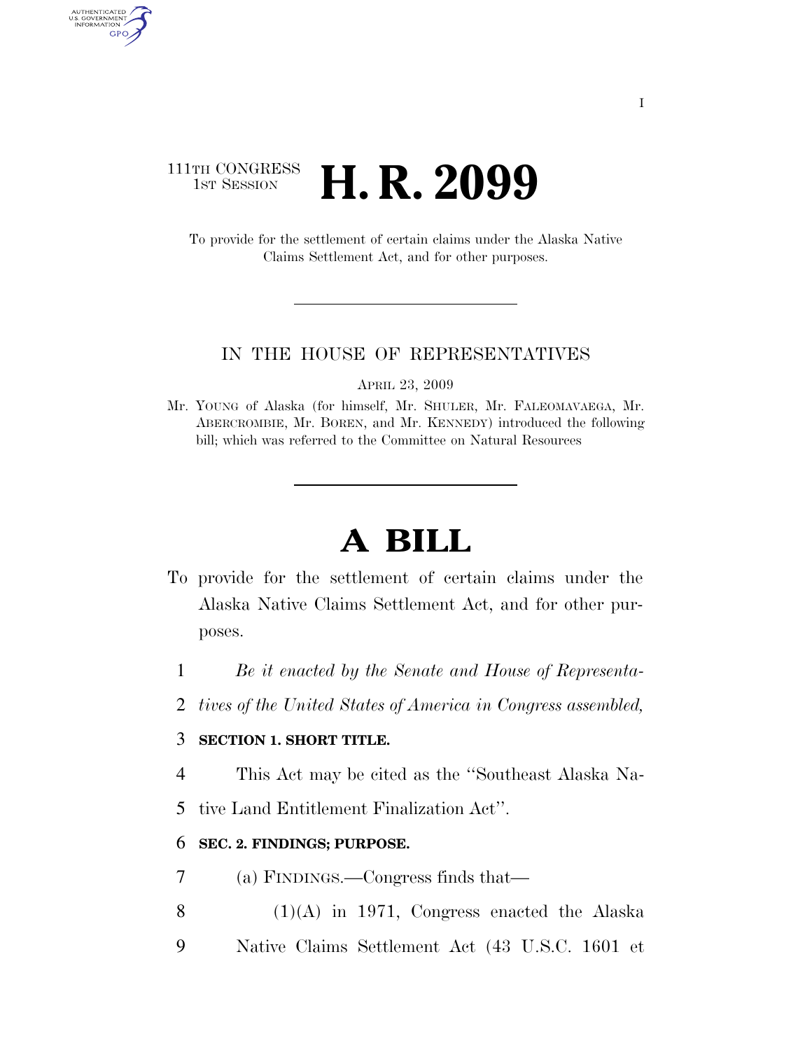111TH CONGRESS
1ST SESSION

# H. R. 2099

To provide for the settlement of certain claims under the Alaska Native Claims Settlement Act, and for other purposes.

IN THE HOUSE OF REPRESENTATIVES

APRIL 23, 2009

Mr. YOUNG of Alaska (for himself, Mr. SHULER, Mr. FALEOMAVAEGA, Mr. ABERCROMBIE, Mr. BOREN, and Mr. KENNEDY) introduced the following bill; which was referred to the Committee on Natural Resources

# A BILL

To provide for the settlement of certain claims under the Alaska Native Claims Settlement Act, and for other purposes.

1 *Be it enacted by the Senate and House of Representa-*
2 *tives of the United States of America in Congress assembled,*

3 **SECTION 1. SHORT TITLE.**

4 This Act may be cited as the "Southeast Alaska Na-
5 tive Land Entitlement Finalization Act".

6 **SEC. 2. FINDINGS; PURPOSE.**

7 (a) FINDINGS.—Congress finds that—

8 (1)(A) in 1971, Congress enacted the Alaska
9 Native Claims Settlement Act (43 U.S.C. 1601 et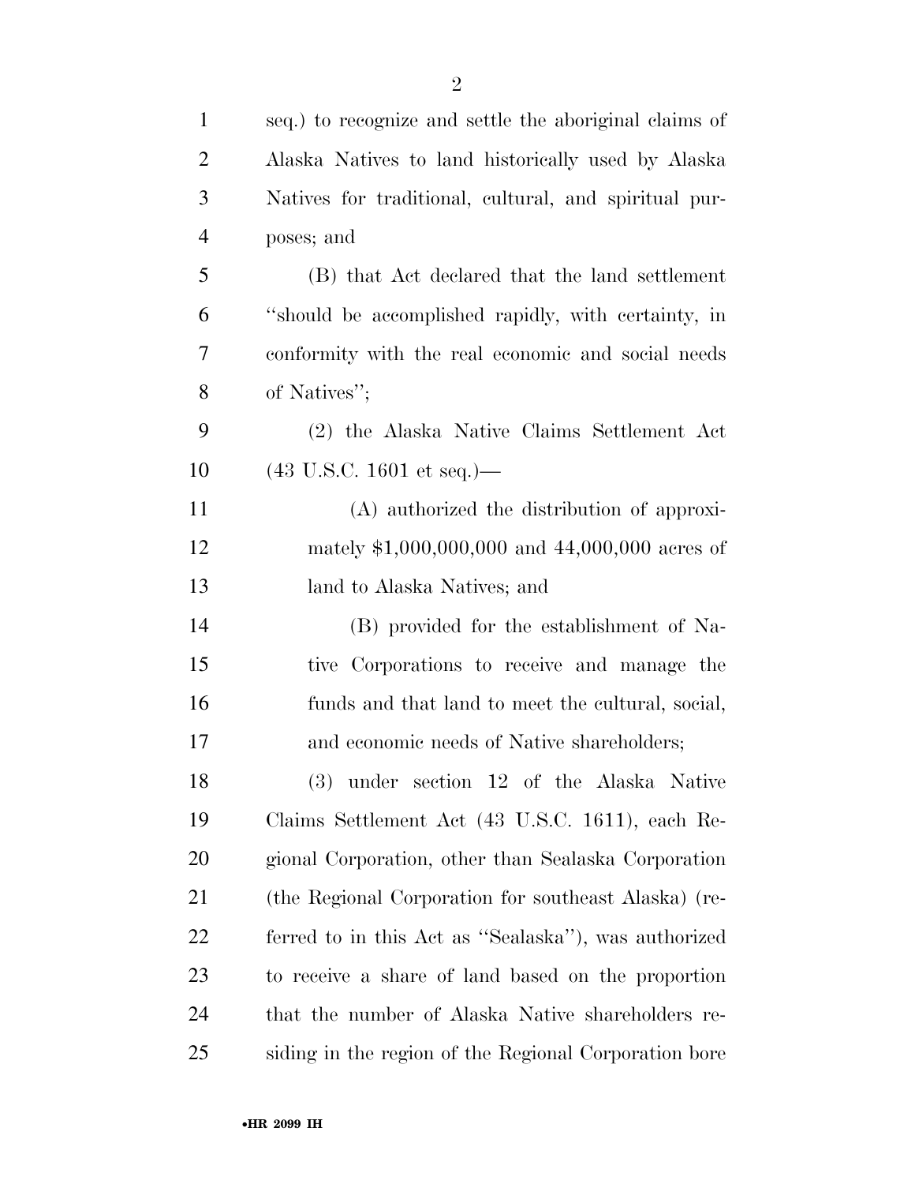seq.) to recognize and settle the aboriginal claims of Alaska Natives to land historically used by Alaska Natives for traditional, cultural, and spiritual purposes; and

(B) that Act declared that the land settlement ''should be accomplished rapidly, with certainty, in conformity with the real economic and social needs of Natives'';

(2) the Alaska Native Claims Settlement Act (43 U.S.C. 1601 et seq.)—

(A) authorized the distribution of approximately $1,000,000,000 and 44,000,000 acres of land to Alaska Natives; and

(B) provided for the establishment of Native Corporations to receive and manage the funds and that land to meet the cultural, social, and economic needs of Native shareholders;

(3) under section 12 of the Alaska Native Claims Settlement Act (43 U.S.C. 1611), each Regional Corporation, other than Sealaska Corporation (the Regional Corporation for southeast Alaska) (referred to in this Act as ''Sealaska''), was authorized to receive a share of land based on the proportion that the number of Alaska Native shareholders residing in the region of the Regional Corporation bore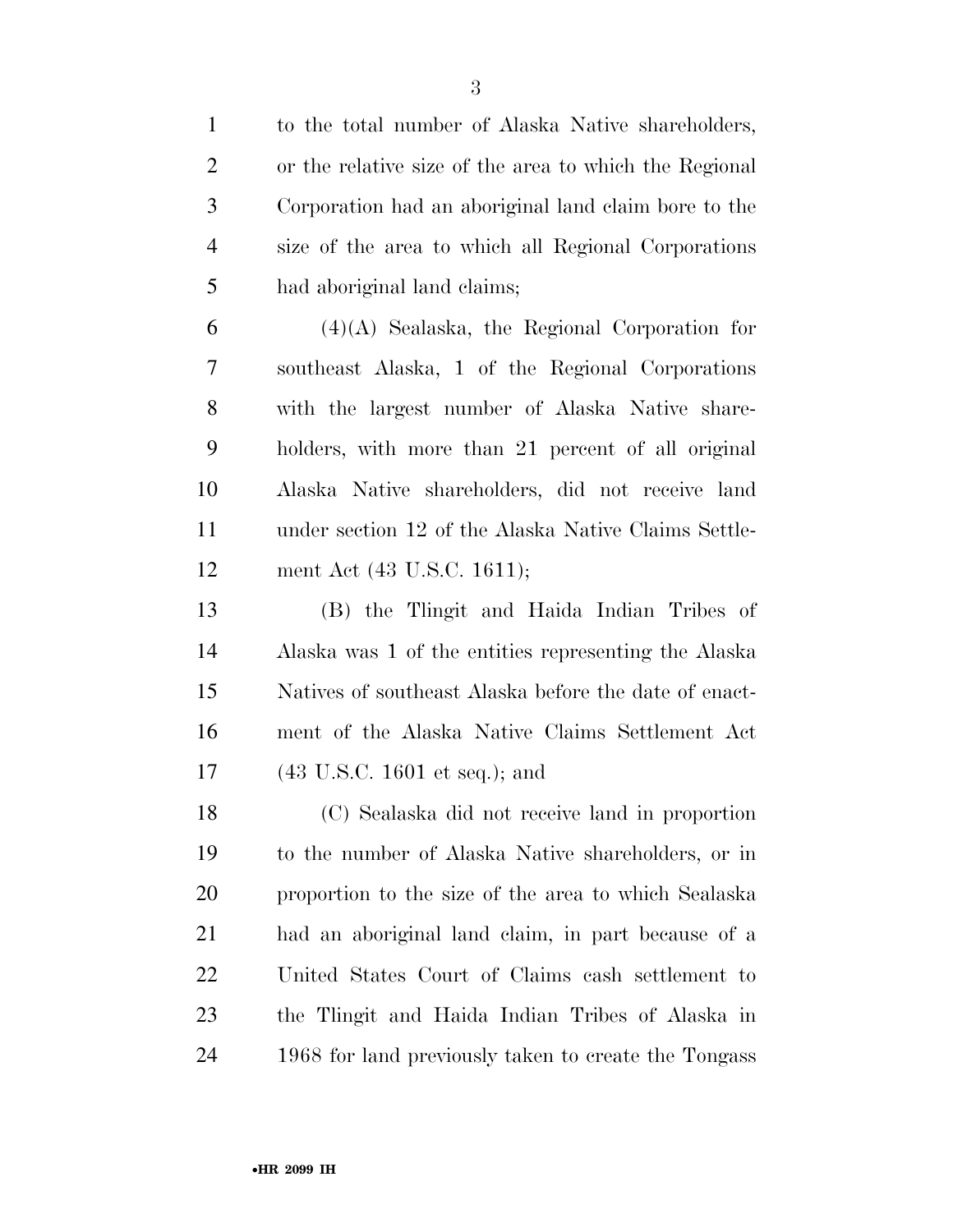to the total number of Alaska Native shareholders, or the relative size of the area to which the Regional Corporation had an aboriginal land claim bore to the size of the area to which all Regional Corporations had aboriginal land claims;

(4)(A) Sealaska, the Regional Corporation for southeast Alaska, 1 of the Regional Corporations with the largest number of Alaska Native shareholders, with more than 21 percent of all original Alaska Native shareholders, did not receive land under section 12 of the Alaska Native Claims Settlement Act (43 U.S.C. 1611);

(B) the Tlingit and Haida Indian Tribes of Alaska was 1 of the entities representing the Alaska Natives of southeast Alaska before the date of enactment of the Alaska Native Claims Settlement Act (43 U.S.C. 1601 et seq.); and

(C) Sealaska did not receive land in proportion to the number of Alaska Native shareholders, or in proportion to the size of the area to which Sealaska had an aboriginal land claim, in part because of a United States Court of Claims cash settlement to the Tlingit and Haida Indian Tribes of Alaska in 1968 for land previously taken to create the Tongass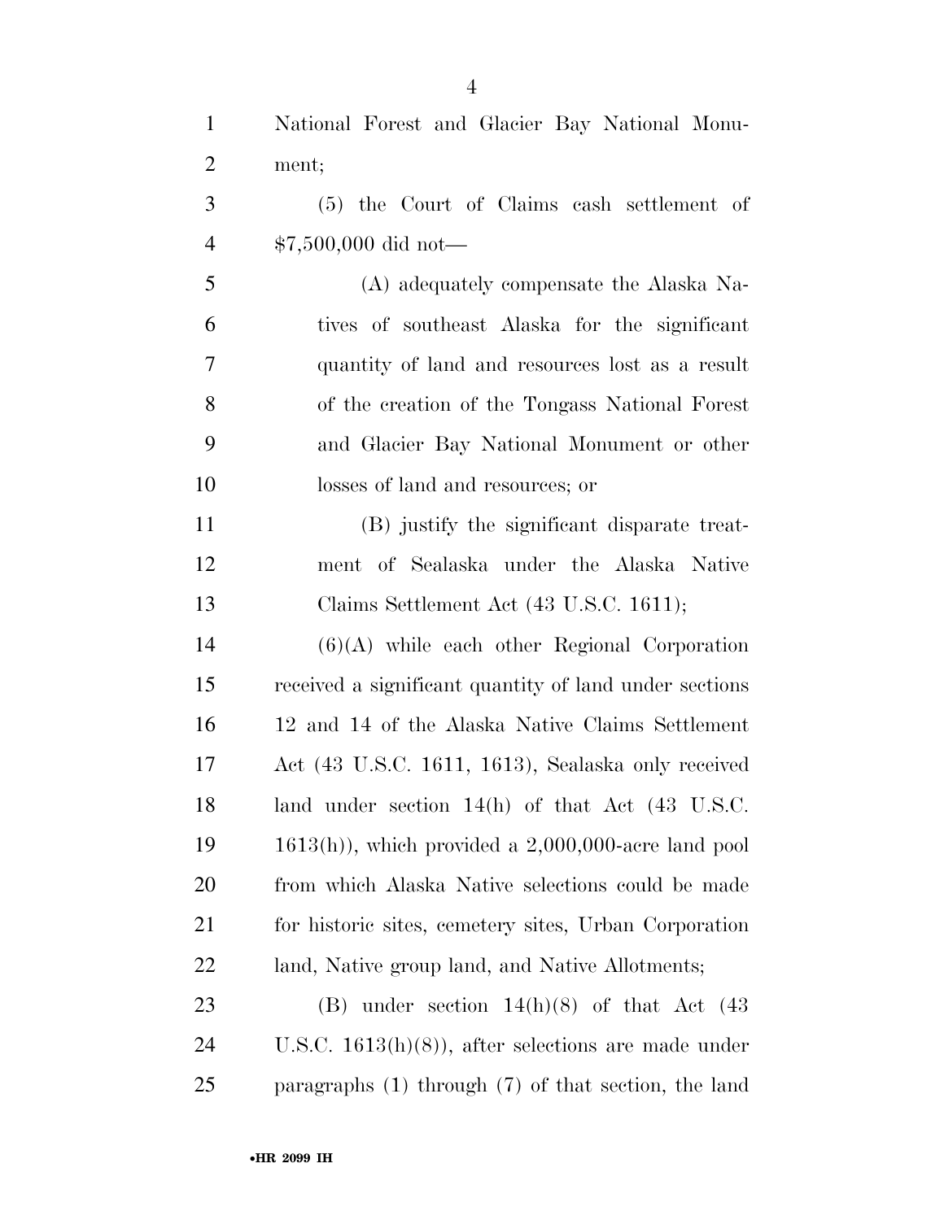National Forest and Glacier Bay National Monument;

(5) the Court of Claims cash settlement of $7,500,000 did not—

(A) adequately compensate the Alaska Natives of southeast Alaska for the significant quantity of land and resources lost as a result of the creation of the Tongass National Forest and Glacier Bay National Monument or other losses of land and resources; or

(B) justify the significant disparate treatment of Sealaska under the Alaska Native Claims Settlement Act (43 U.S.C. 1611);

(6)(A) while each other Regional Corporation received a significant quantity of land under sections 12 and 14 of the Alaska Native Claims Settlement Act (43 U.S.C. 1611, 1613), Sealaska only received land under section 14(h) of that Act (43 U.S.C. 1613(h)), which provided a 2,000,000-acre land pool from which Alaska Native selections could be made for historic sites, cemetery sites, Urban Corporation land, Native group land, and Native Allotments;

(B) under section 14(h)(8) of that Act (43 U.S.C. 1613(h)(8)), after selections are made under paragraphs (1) through (7) of that section, the land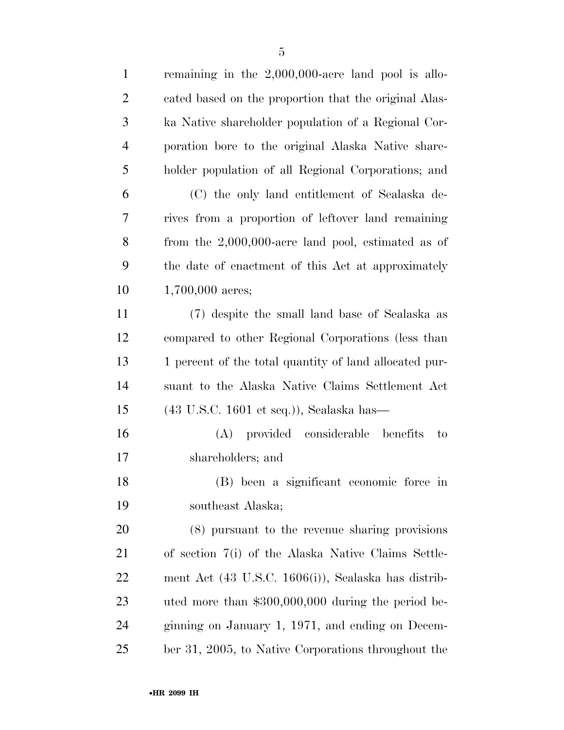remaining in the 2,000,000-acre land pool is allocated based on the proportion that the original Alaska Native shareholder population of a Regional Corporation bore to the original Alaska Native shareholder population of all Regional Corporations; and

(C) the only land entitlement of Sealaska derives from a proportion of leftover land remaining from the 2,000,000-acre land pool, estimated as of the date of enactment of this Act at approximately 1,700,000 acres;

(7) despite the small land base of Sealaska as compared to other Regional Corporations (less than 1 percent of the total quantity of land allocated pursuant to the Alaska Native Claims Settlement Act (43 U.S.C. 1601 et seq.)), Sealaska has—

(A) provided considerable benefits to shareholders; and

(B) been a significant economic force in southeast Alaska;

(8) pursuant to the revenue sharing provisions of section 7(i) of the Alaska Native Claims Settlement Act (43 U.S.C. 1606(i)), Sealaska has distributed more than $300,000,000 during the period beginning on January 1, 1971, and ending on December 31, 2005, to Native Corporations throughout the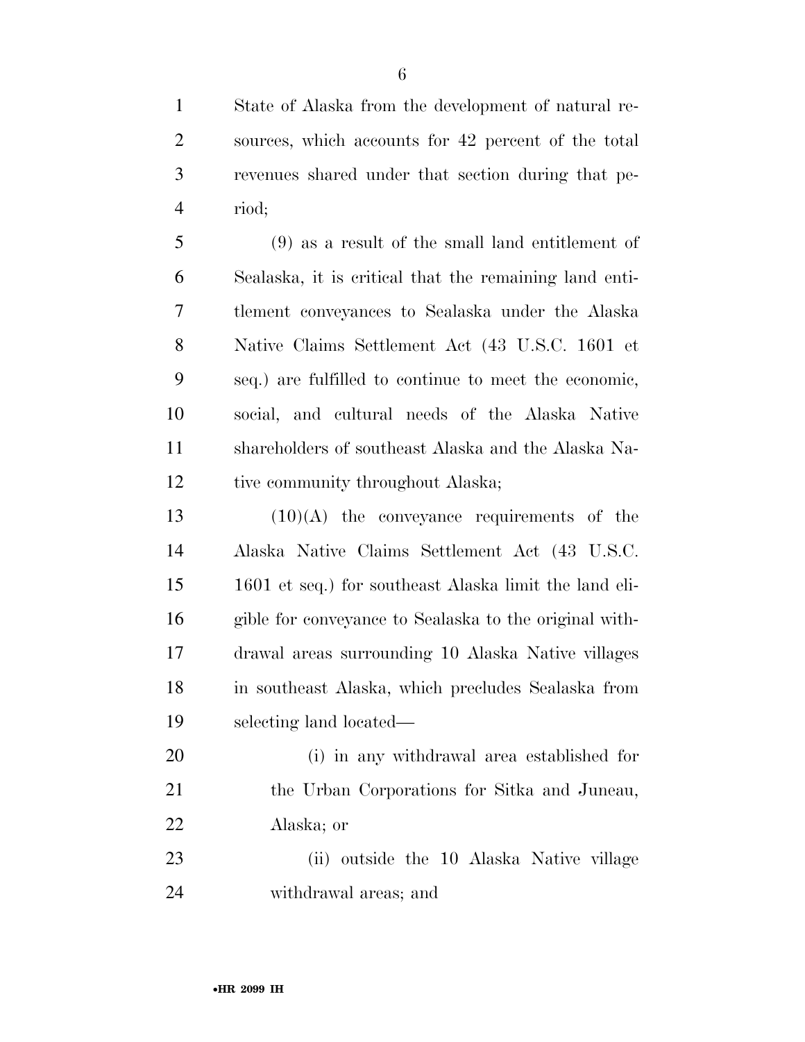State of Alaska from the development of natural resources, which accounts for 42 percent of the total revenues shared under that section during that period;

(9) as a result of the small land entitlement of Sealaska, it is critical that the remaining land entitlement conveyances to Sealaska under the Alaska Native Claims Settlement Act (43 U.S.C. 1601 et seq.) are fulfilled to continue to meet the economic, social, and cultural needs of the Alaska Native shareholders of southeast Alaska and the Alaska Native community throughout Alaska;

(10)(A) the conveyance requirements of the Alaska Native Claims Settlement Act (43 U.S.C. 1601 et seq.) for southeast Alaska limit the land eligible for conveyance to Sealaska to the original withdrawal areas surrounding 10 Alaska Native villages in southeast Alaska, which precludes Sealaska from selecting land located—

(i) in any withdrawal area established for the Urban Corporations for Sitka and Juneau, Alaska; or

(ii) outside the 10 Alaska Native village withdrawal areas; and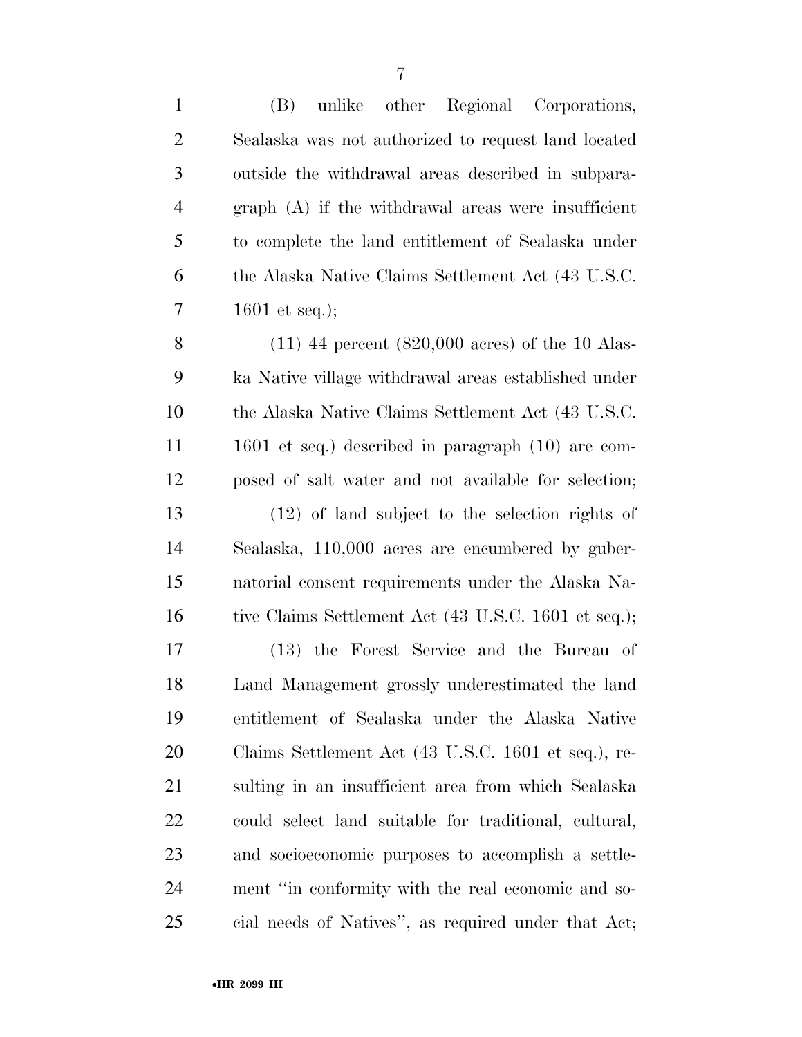(B) unlike other Regional Corporations, Sealaska was not authorized to request land located outside the withdrawal areas described in subparagraph (A) if the withdrawal areas were insufficient to complete the land entitlement of Sealaska under the Alaska Native Claims Settlement Act (43 U.S.C. 1601 et seq.);

(11) 44 percent (820,000 acres) of the 10 Alaska Native village withdrawal areas established under the Alaska Native Claims Settlement Act (43 U.S.C. 1601 et seq.) described in paragraph (10) are composed of salt water and not available for selection;

(12) of land subject to the selection rights of Sealaska, 110,000 acres are encumbered by gubernatorial consent requirements under the Alaska Native Claims Settlement Act (43 U.S.C. 1601 et seq.);

(13) the Forest Service and the Bureau of Land Management grossly underestimated the land entitlement of Sealaska under the Alaska Native Claims Settlement Act (43 U.S.C. 1601 et seq.), resulting in an insufficient area from which Sealaska could select land suitable for traditional, cultural, and socioeconomic purposes to accomplish a settlement "in conformity with the real economic and social needs of Natives", as required under that Act;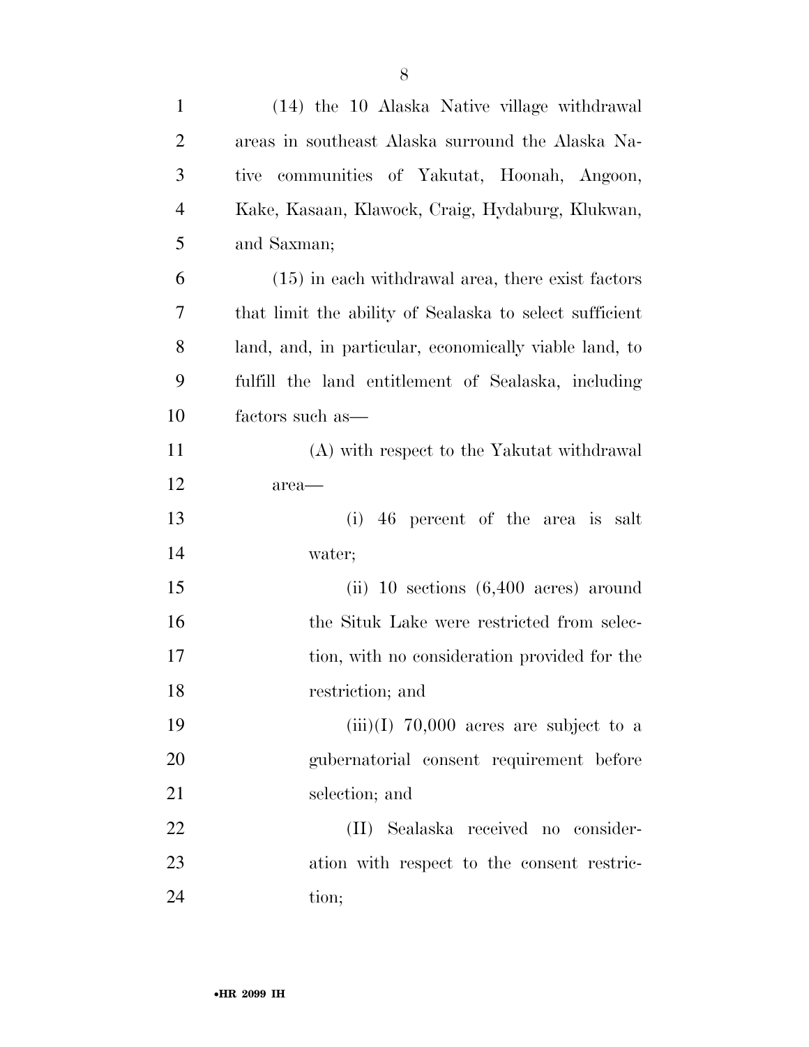(14) the 10 Alaska Native village withdrawal areas in southeast Alaska surround the Alaska Native communities of Yakutat, Hoonah, Angoon, Kake, Kasaan, Klawock, Craig, Hydaburg, Klukwan, and Saxman;

(15) in each withdrawal area, there exist factors that limit the ability of Sealaska to select sufficient land, and, in particular, economically viable land, to fulfill the land entitlement of Sealaska, including factors such as—

(A) with respect to the Yakutat withdrawal area—

(i) 46 percent of the area is salt water;

(ii) 10 sections (6,400 acres) around the Situk Lake were restricted from selection, with no consideration provided for the restriction; and

(iii)(I) 70,000 acres are subject to a gubernatorial consent requirement before selection; and

(II) Sealaska received no consideration with respect to the consent restriction;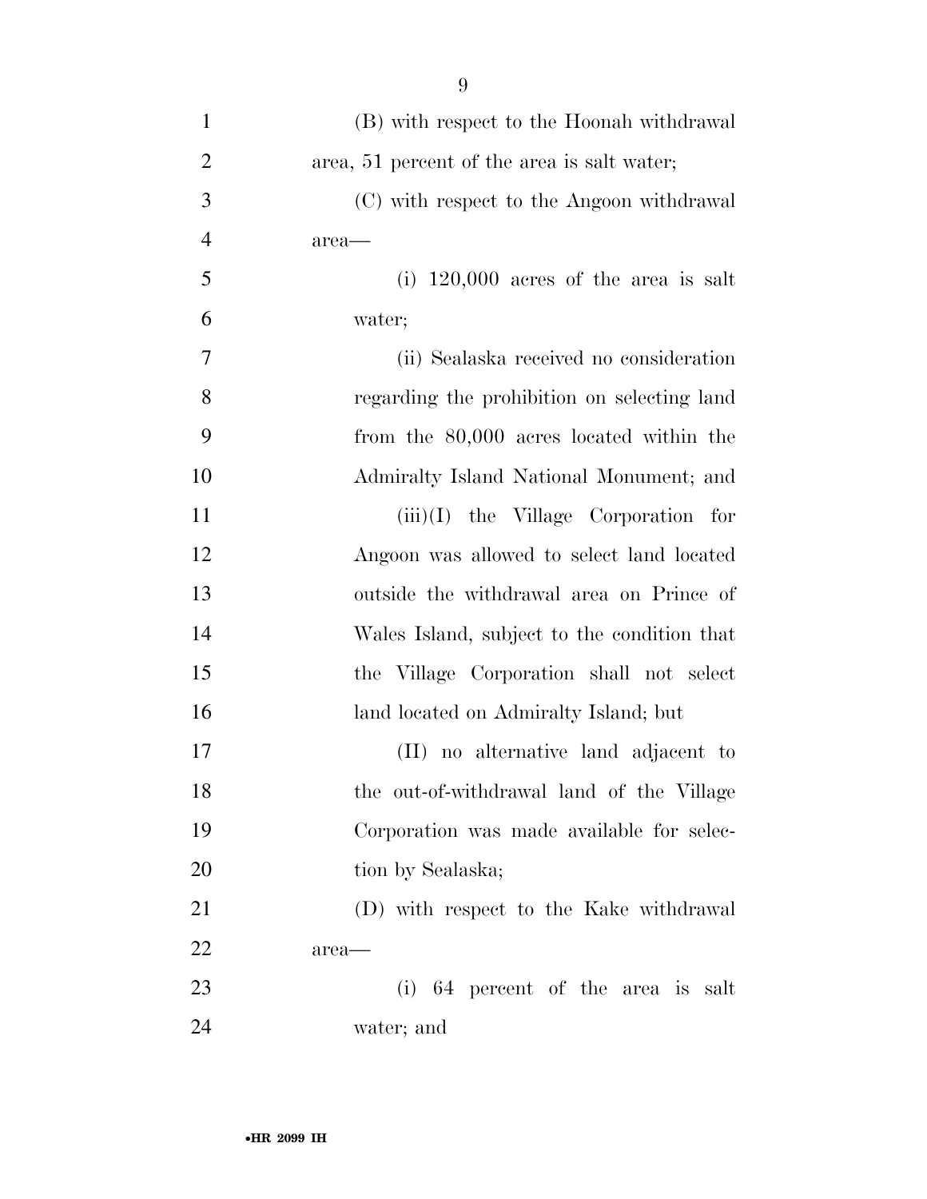(B) with respect to the Hoonah withdrawal area, 51 percent of the area is salt water;

(C) with respect to the Angoon withdrawal area—

(i) 120,000 acres of the area is salt water;

(ii) Sealaska received no consideration regarding the prohibition on selecting land from the 80,000 acres located within the Admiralty Island National Monument; and

(iii)(I) the Village Corporation for Angoon was allowed to select land located outside the withdrawal area on Prince of Wales Island, subject to the condition that the Village Corporation shall not select land located on Admiralty Island; but

(II) no alternative land adjacent to the out-of-withdrawal land of the Village Corporation was made available for selection by Sealaska;

(D) with respect to the Kake withdrawal area—

(i) 64 percent of the area is salt water; and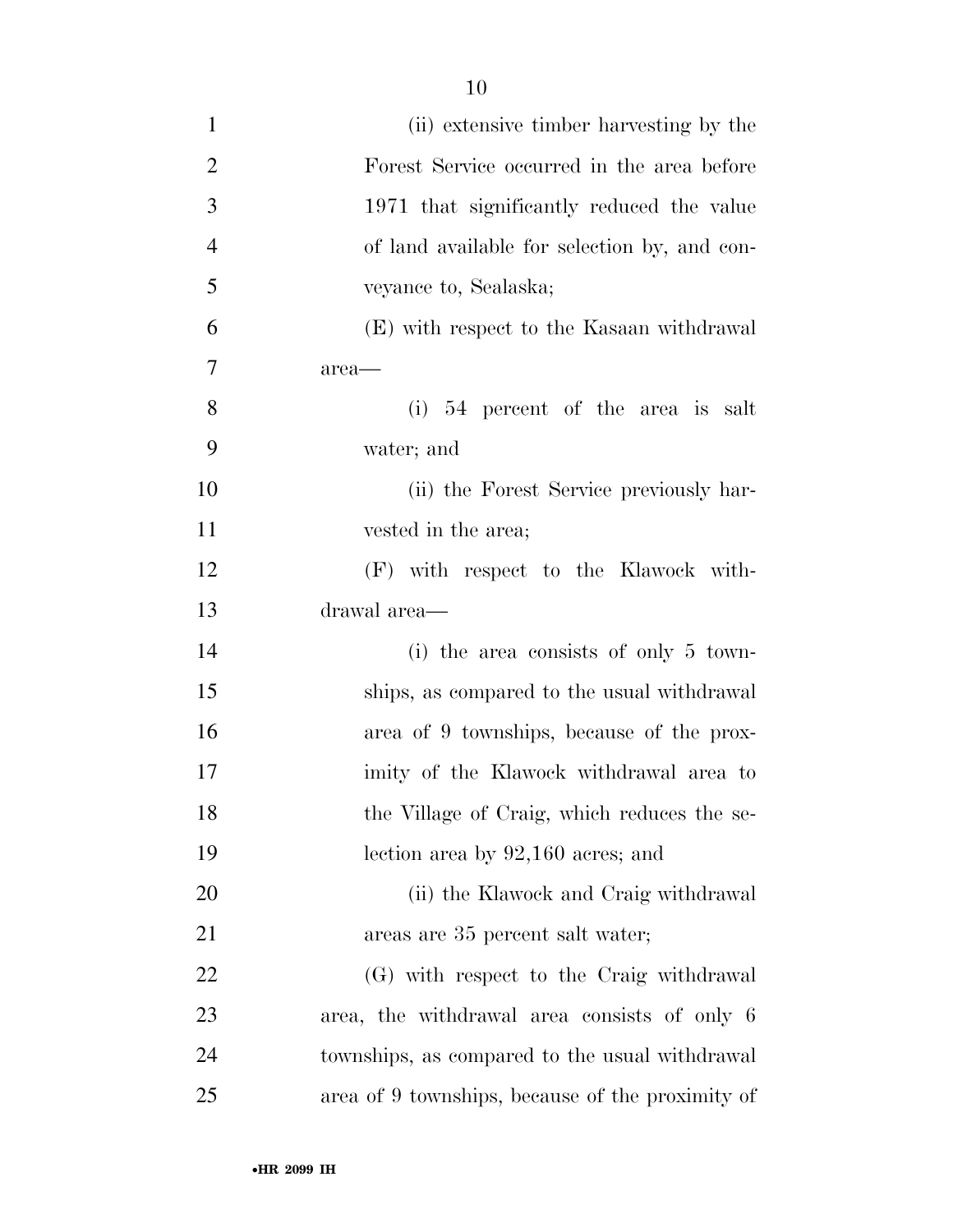(ii) extensive timber harvesting by the Forest Service occurred in the area before 1971 that significantly reduced the value of land available for selection by, and conveyance to, Sealaska;

(E) with respect to the Kasaan withdrawal area—

(i) 54 percent of the area is salt water; and

(ii) the Forest Service previously harvested in the area;

(F) with respect to the Klawock withdrawal area—

(i) the area consists of only 5 townships, as compared to the usual withdrawal area of 9 townships, because of the proximity of the Klawock withdrawal area to the Village of Craig, which reduces the selection area by 92,160 acres; and

(ii) the Klawock and Craig withdrawal areas are 35 percent salt water;

(G) with respect to the Craig withdrawal area, the withdrawal area consists of only 6 townships, as compared to the usual withdrawal area of 9 townships, because of the proximity of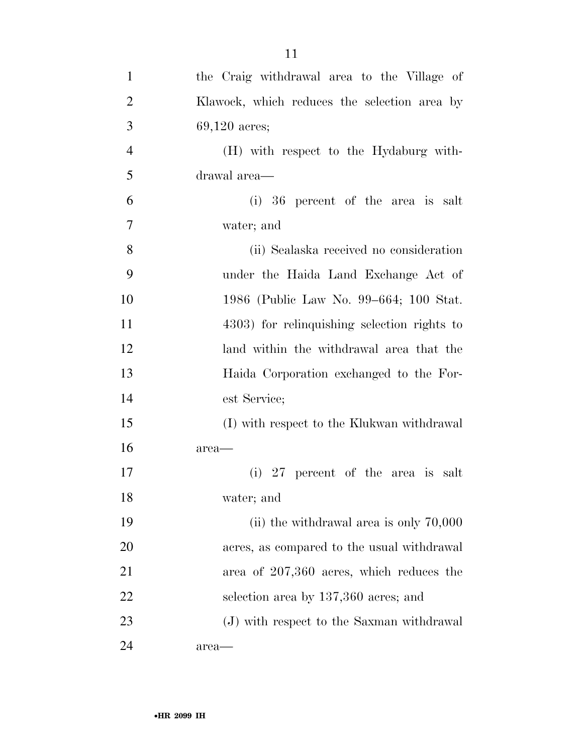the Craig withdrawal area to the Village of Klawock, which reduces the selection area by 69,120 acres;

(H) with respect to the Hydaburg withdrawal area—

(i) 36 percent of the area is salt water; and

(ii) Sealaska received no consideration under the Haida Land Exchange Act of 1986 (Public Law No. 99–664; 100 Stat. 4303) for relinquishing selection rights to land within the withdrawal area that the Haida Corporation exchanged to the Forest Service;

(I) with respect to the Klukwan withdrawal area—

(i) 27 percent of the area is salt water; and

(ii) the withdrawal area is only 70,000 acres, as compared to the usual withdrawal area of 207,360 acres, which reduces the selection area by 137,360 acres; and

(J) with respect to the Saxman withdrawal area—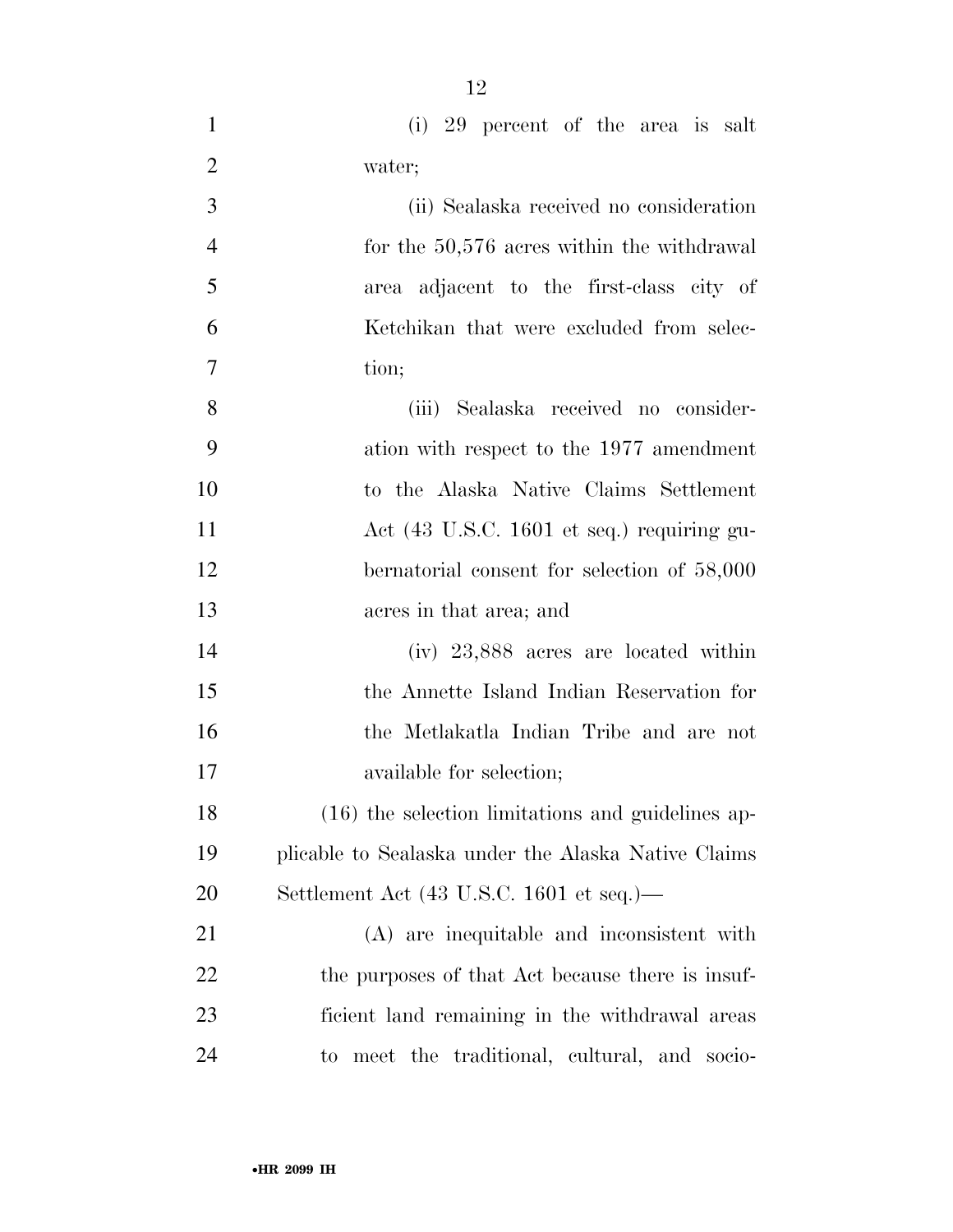(i) 29 percent of the area is salt water;

(ii) Sealaska received no consideration for the 50,576 acres within the withdrawal area adjacent to the first-class city of Ketchikan that were excluded from selection;

(iii) Sealaska received no consideration with respect to the 1977 amendment to the Alaska Native Claims Settlement Act (43 U.S.C. 1601 et seq.) requiring gubernatorial consent for selection of 58,000 acres in that area; and

(iv) 23,888 acres are located within the Annette Island Indian Reservation for the Metlakatla Indian Tribe and are not available for selection;

(16) the selection limitations and guidelines applicable to Sealaska under the Alaska Native Claims Settlement Act (43 U.S.C. 1601 et seq.)—

(A) are inequitable and inconsistent with the purposes of that Act because there is insufficient land remaining in the withdrawal areas to meet the traditional, cultural, and socio-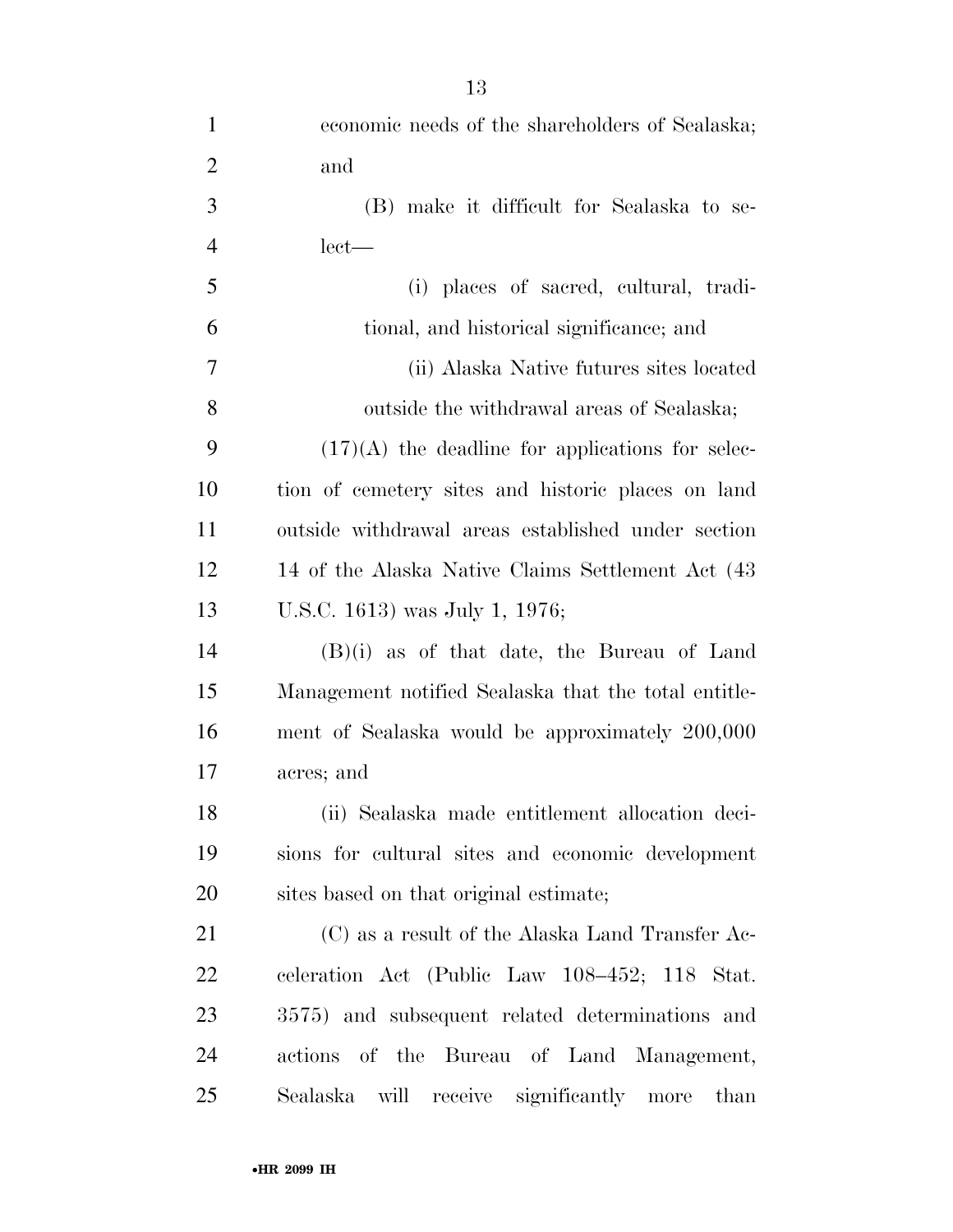economic needs of the shareholders of Sealaska; and

(B) make it difficult for Sealaska to select—

(i) places of sacred, cultural, traditional, and historical significance; and

(ii) Alaska Native futures sites located outside the withdrawal areas of Sealaska;

(17)(A) the deadline for applications for selection of cemetery sites and historic places on land outside withdrawal areas established under section 14 of the Alaska Native Claims Settlement Act (43 U.S.C. 1613) was July 1, 1976;

(B)(i) as of that date, the Bureau of Land Management notified Sealaska that the total entitlement of Sealaska would be approximately 200,000 acres; and

(ii) Sealaska made entitlement allocation decisions for cultural sites and economic development sites based on that original estimate;

(C) as a result of the Alaska Land Transfer Acceleration Act (Public Law 108–452; 118 Stat. 3575) and subsequent related determinations and actions of the Bureau of Land Management, Sealaska will receive significantly more than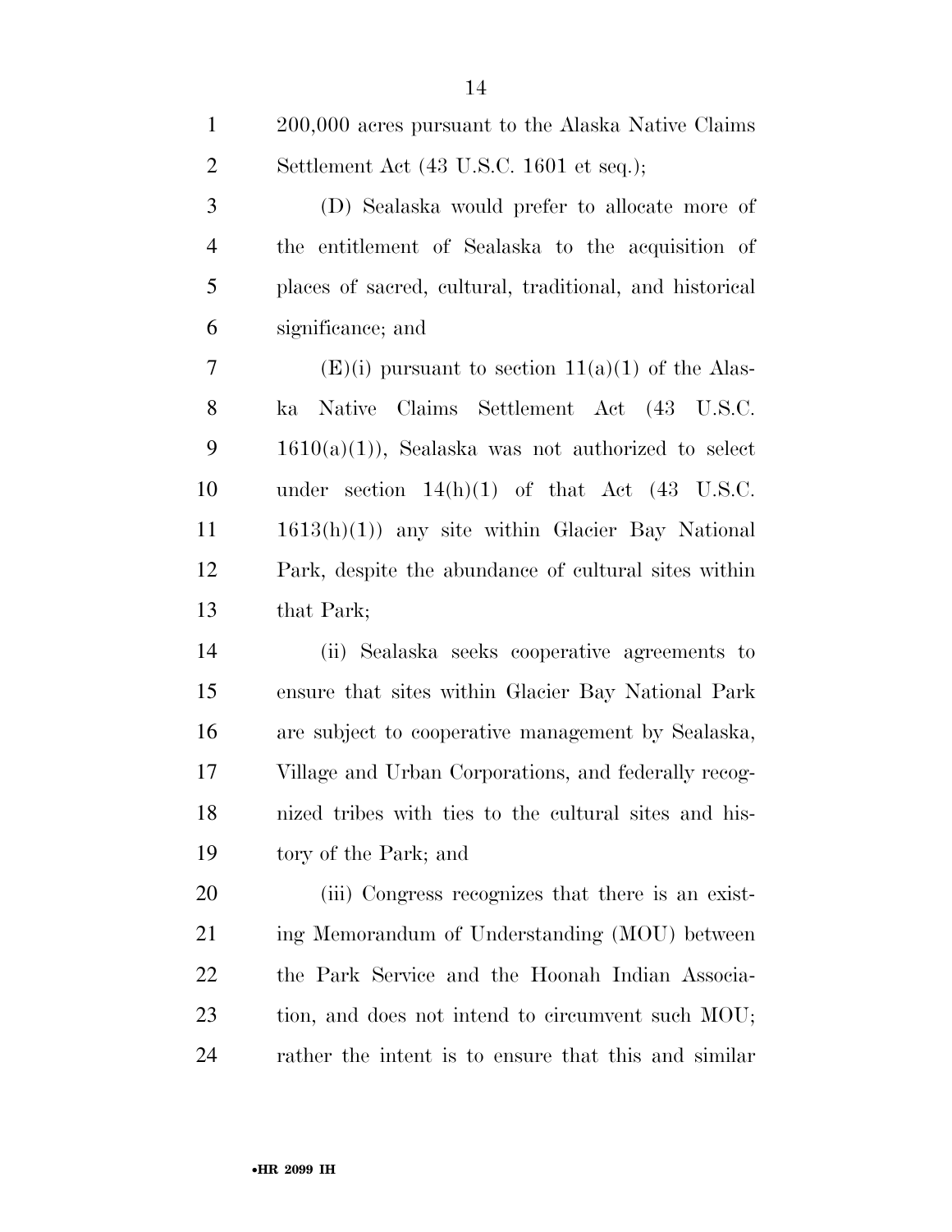200,000 acres pursuant to the Alaska Native Claims Settlement Act (43 U.S.C. 1601 et seq.);

(D) Sealaska would prefer to allocate more of the entitlement of Sealaska to the acquisition of places of sacred, cultural, traditional, and historical significance; and

(E)(i) pursuant to section 11(a)(1) of the Alaska Native Claims Settlement Act (43 U.S.C. 1610(a)(1)), Sealaska was not authorized to select under section 14(h)(1) of that Act (43 U.S.C. 1613(h)(1)) any site within Glacier Bay National Park, despite the abundance of cultural sites within that Park;

(ii) Sealaska seeks cooperative agreements to ensure that sites within Glacier Bay National Park are subject to cooperative management by Sealaska, Village and Urban Corporations, and federally recognized tribes with ties to the cultural sites and history of the Park; and

(iii) Congress recognizes that there is an existing Memorandum of Understanding (MOU) between the Park Service and the Hoonah Indian Association, and does not intend to circumvent such MOU; rather the intent is to ensure that this and similar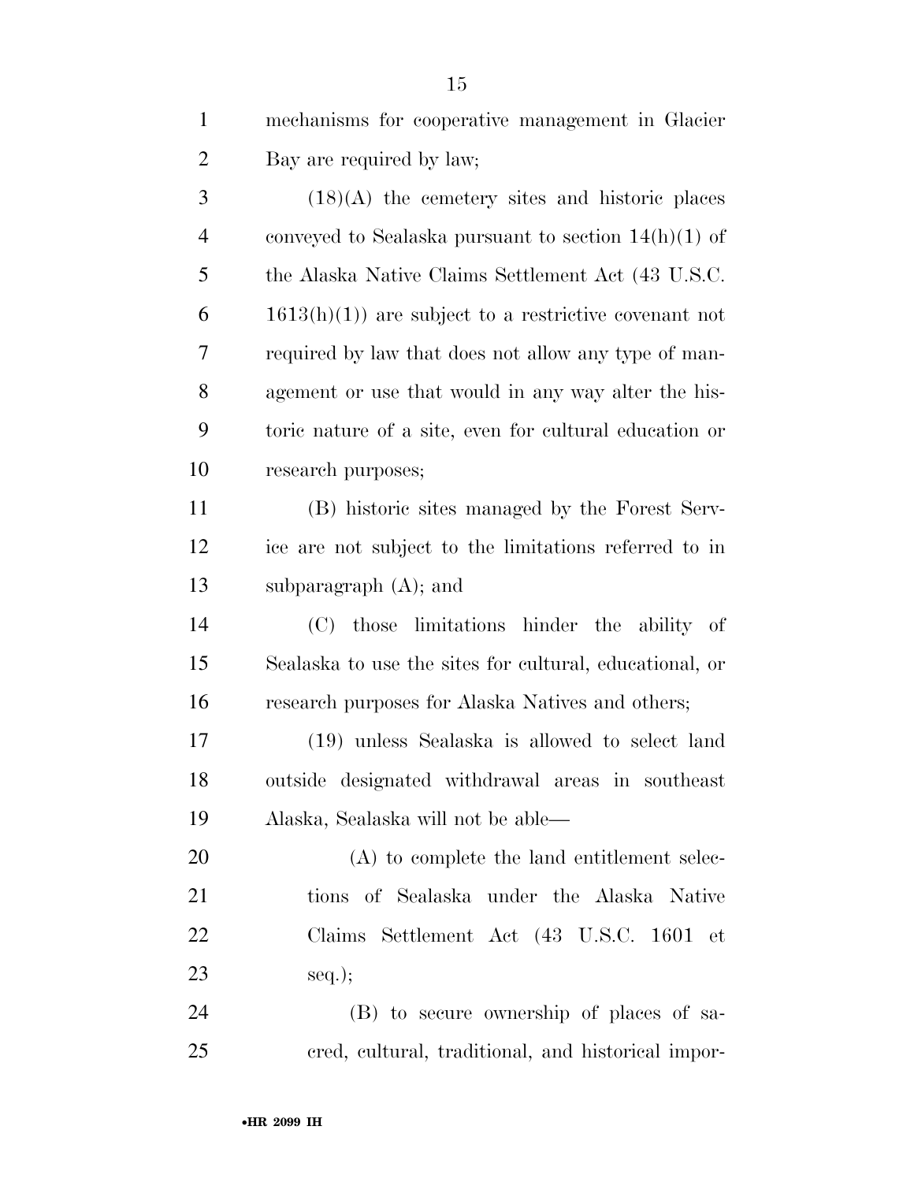mechanisms for cooperative management in Glacier Bay are required by law;

(18)(A) the cemetery sites and historic places conveyed to Sealaska pursuant to section 14(h)(1) of the Alaska Native Claims Settlement Act (43 U.S.C. 1613(h)(1)) are subject to a restrictive covenant not required by law that does not allow any type of management or use that would in any way alter the historic nature of a site, even for cultural education or research purposes;

(B) historic sites managed by the Forest Service are not subject to the limitations referred to in subparagraph (A); and

(C) those limitations hinder the ability of Sealaska to use the sites for cultural, educational, or research purposes for Alaska Natives and others;

(19) unless Sealaska is allowed to select land outside designated withdrawal areas in southeast Alaska, Sealaska will not be able—

(A) to complete the land entitlement selections of Sealaska under the Alaska Native Claims Settlement Act (43 U.S.C. 1601 et seq.);

(B) to secure ownership of places of sacred, cultural, traditional, and historical impor-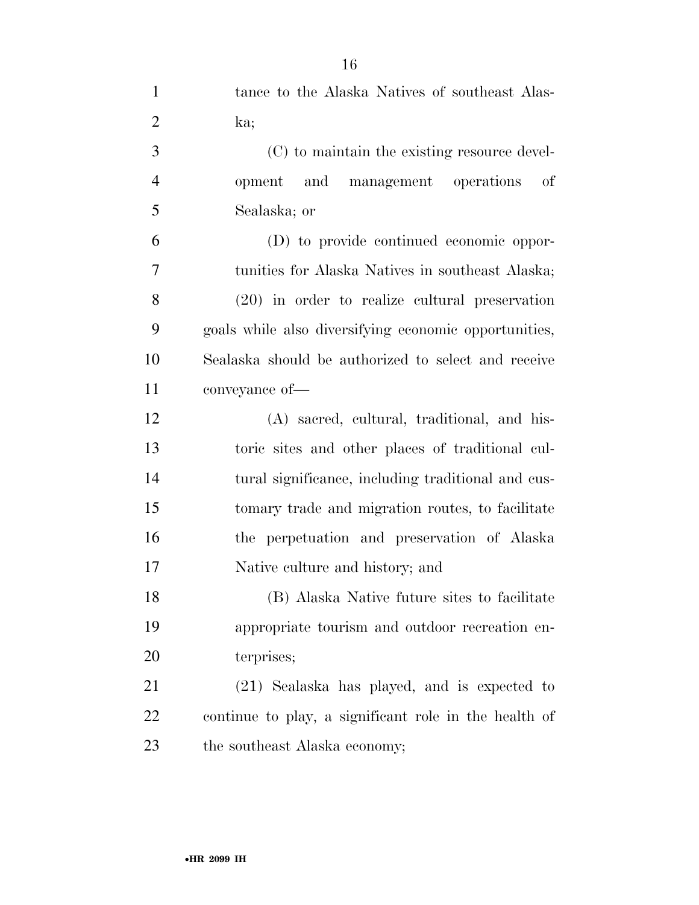tance to the Alaska Natives of southeast Alaska;

(C) to maintain the existing resource development and management operations of Sealaska; or

(D) to provide continued economic opportunities for Alaska Natives in southeast Alaska;

(20) in order to realize cultural preservation goals while also diversifying economic opportunities, Sealaska should be authorized to select and receive conveyance of—

(A) sacred, cultural, traditional, and historic sites and other places of traditional cultural significance, including traditional and customary trade and migration routes, to facilitate the perpetuation and preservation of Alaska Native culture and history; and

(B) Alaska Native future sites to facilitate appropriate tourism and outdoor recreation enterprises;

(21) Sealaska has played, and is expected to continue to play, a significant role in the health of the southeast Alaska economy;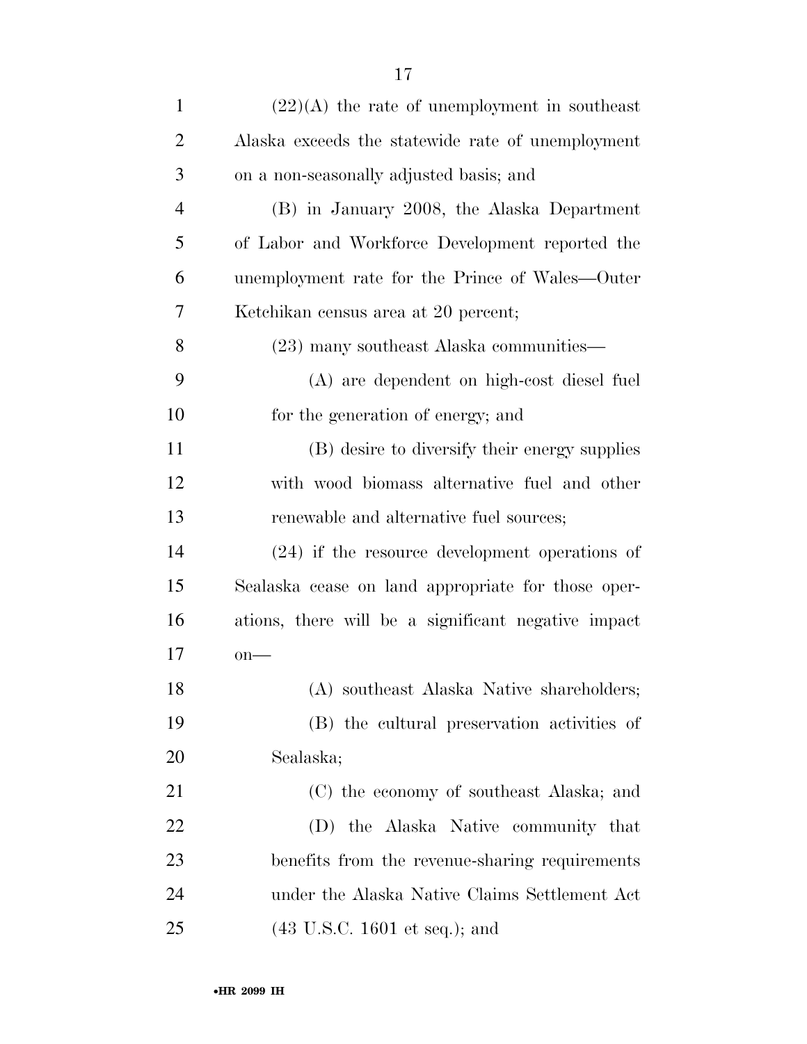(22)(A) the rate of unemployment in southeast Alaska exceeds the statewide rate of unemployment on a non-seasonally adjusted basis; and

(B) in January 2008, the Alaska Department of Labor and Workforce Development reported the unemployment rate for the Prince of Wales—Outer Ketchikan census area at 20 percent;

(23) many southeast Alaska communities—

(A) are dependent on high-cost diesel fuel for the generation of energy; and

(B) desire to diversify their energy supplies with wood biomass alternative fuel and other renewable and alternative fuel sources;

(24) if the resource development operations of Sealaska cease on land appropriate for those operations, there will be a significant negative impact on—

(A) southeast Alaska Native shareholders;

(B) the cultural preservation activities of Sealaska;

(C) the economy of southeast Alaska; and

(D) the Alaska Native community that benefits from the revenue-sharing requirements under the Alaska Native Claims Settlement Act (43 U.S.C. 1601 et seq.); and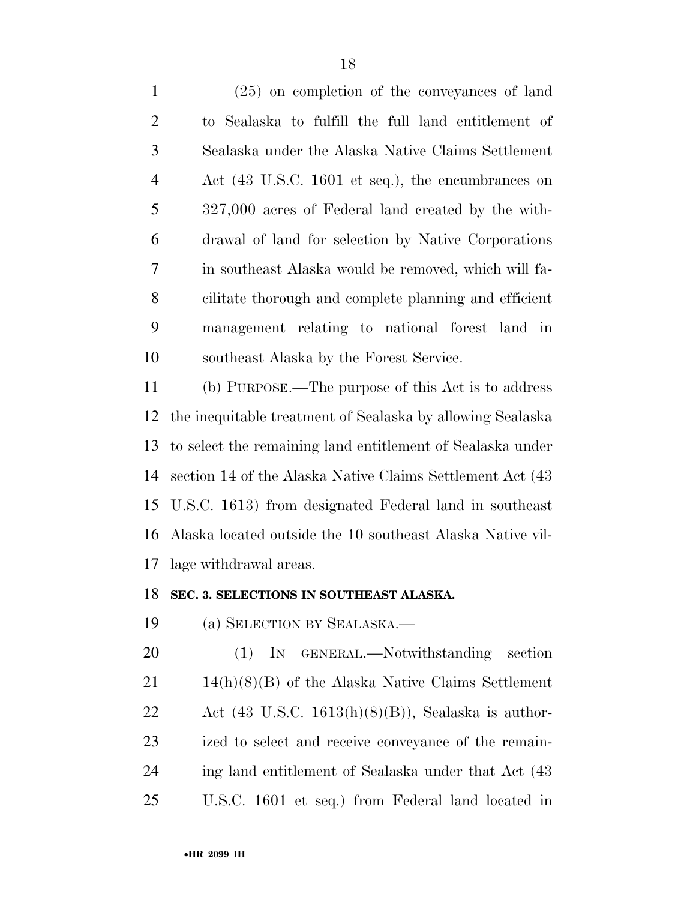(25) on completion of the conveyances of land to Sealaska to fulfill the full land entitlement of Sealaska under the Alaska Native Claims Settlement Act (43 U.S.C. 1601 et seq.), the encumbrances on 327,000 acres of Federal land created by the withdrawal of land for selection by Native Corporations in southeast Alaska would be removed, which will facilitate thorough and complete planning and efficient management relating to national forest land in southeast Alaska by the Forest Service.

(b) PURPOSE.—The purpose of this Act is to address the inequitable treatment of Sealaska by allowing Sealaska to select the remaining land entitlement of Sealaska under section 14 of the Alaska Native Claims Settlement Act (43 U.S.C. 1613) from designated Federal land in southeast Alaska located outside the 10 southeast Alaska Native village withdrawal areas.

**SEC. 3. SELECTIONS IN SOUTHEAST ALASKA.**

(a) SELECTION BY SEALASKA.—

(1) IN GENERAL.—Notwithstanding section 14(h)(8)(B) of the Alaska Native Claims Settlement Act (43 U.S.C. 1613(h)(8)(B)), Sealaska is authorized to select and receive conveyance of the remaining land entitlement of Sealaska under that Act (43 U.S.C. 1601 et seq.) from Federal land located in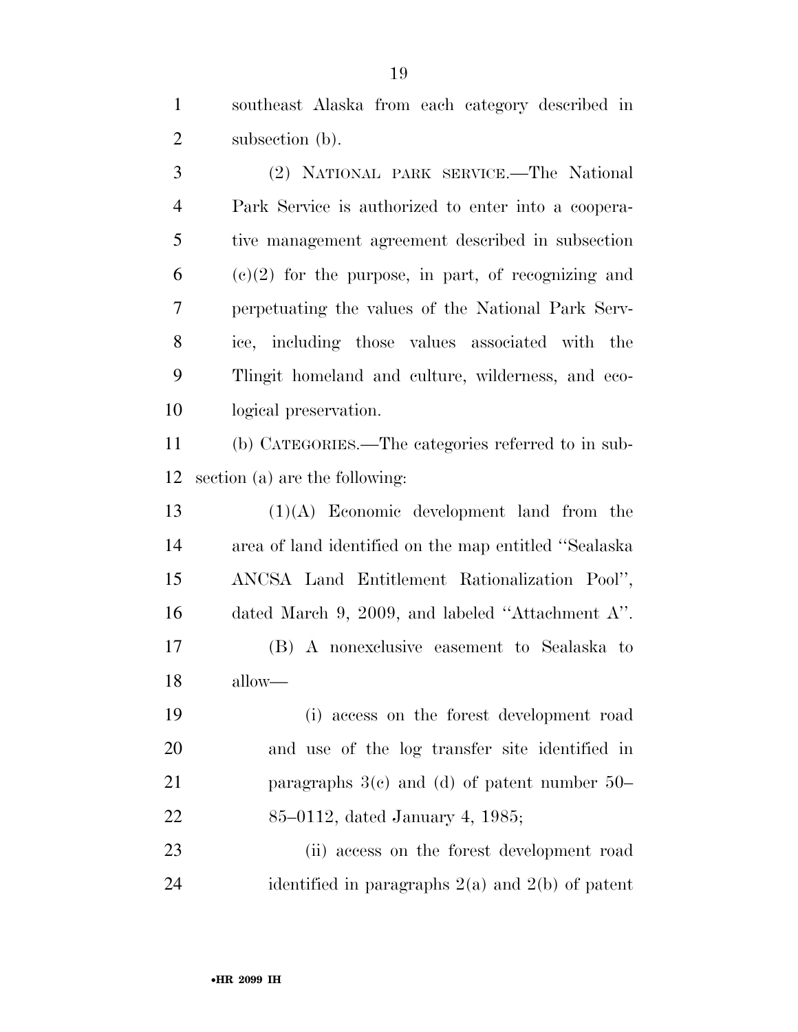southeast Alaska from each category described in subsection (b).

(2) NATIONAL PARK SERVICE.—The National Park Service is authorized to enter into a cooperative management agreement described in subsection (c)(2) for the purpose, in part, of recognizing and perpetuating the values of the National Park Service, including those values associated with the Tlingit homeland and culture, wilderness, and ecological preservation.

(b) CATEGORIES.—The categories referred to in subsection (a) are the following:

(1)(A) Economic development land from the area of land identified on the map entitled ''Sealaska ANCSA Land Entitlement Rationalization Pool'', dated March 9, 2009, and labeled ''Attachment A''.

(B) A nonexclusive easement to Sealaska to allow—

(i) access on the forest development road and use of the log transfer site identified in paragraphs 3(c) and (d) of patent number 50–85–0112, dated January 4, 1985;

(ii) access on the forest development road identified in paragraphs 2(a) and 2(b) of patent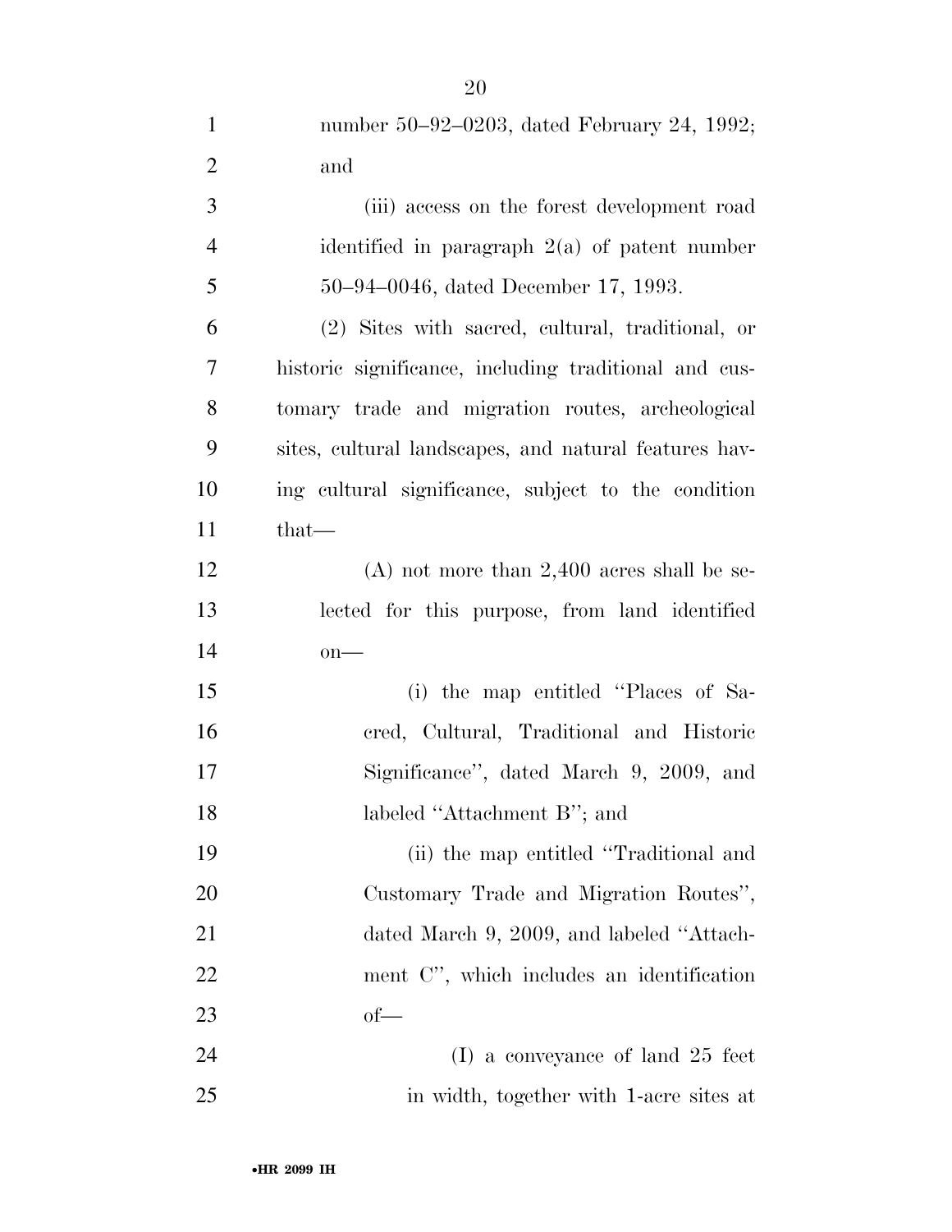number 50–92–0203, dated February 24, 1992; and

(iii) access on the forest development road identified in paragraph 2(a) of patent number 50–94–0046, dated December 17, 1993.

(2) Sites with sacred, cultural, traditional, or historic significance, including traditional and customary trade and migration routes, archeological sites, cultural landscapes, and natural features having cultural significance, subject to the condition that—

(A) not more than 2,400 acres shall be selected for this purpose, from land identified on—

(i) the map entitled ''Places of Sacred, Cultural, Traditional and Historic Significance'', dated March 9, 2009, and labeled ''Attachment B''; and

(ii) the map entitled ''Traditional and Customary Trade and Migration Routes'', dated March 9, 2009, and labeled ''Attachment C'', which includes an identification of—

(I) a conveyance of land 25 feet in width, together with 1-acre sites at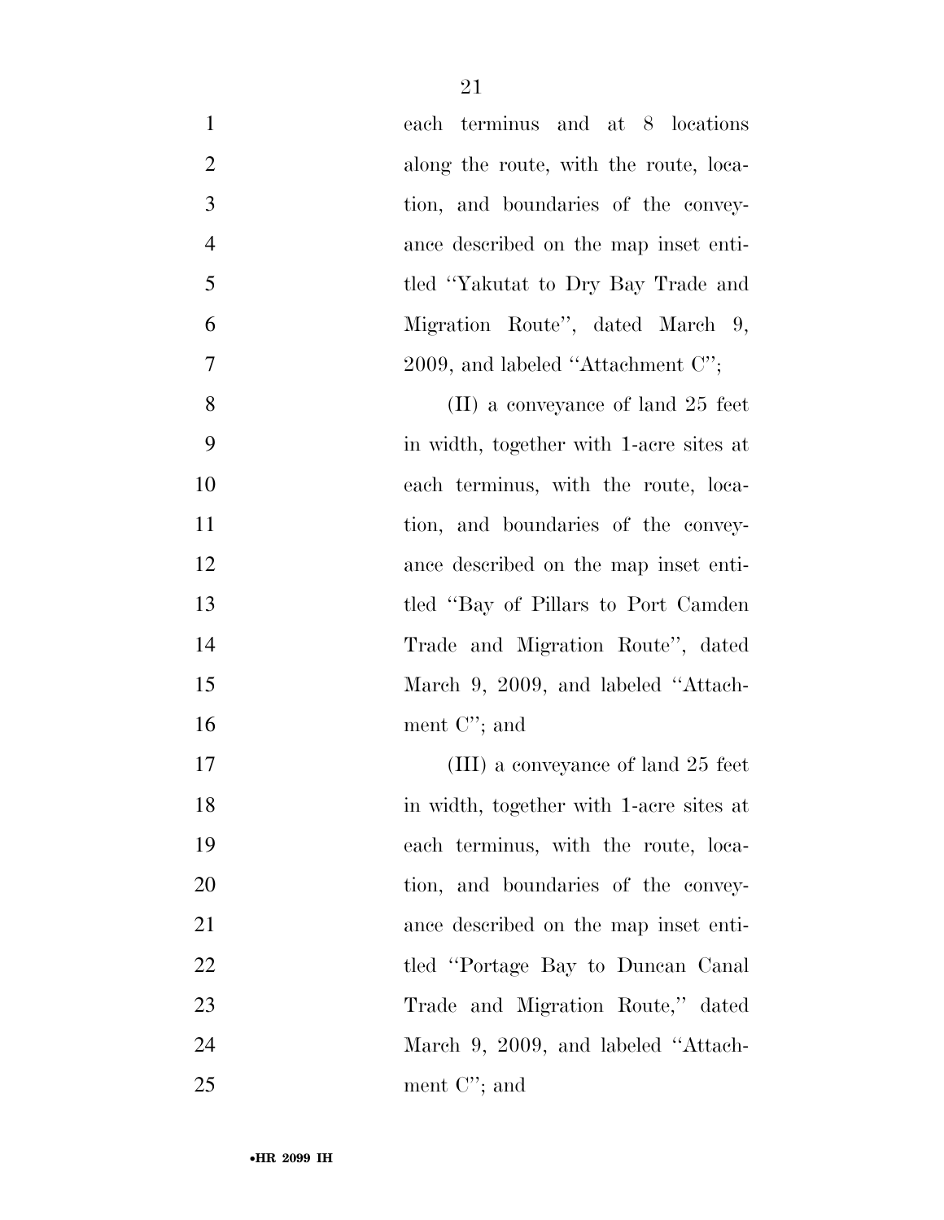each terminus and at 8 locations along the route, with the route, location, and boundaries of the conveyance described on the map inset entitled ''Yakutat to Dry Bay Trade and Migration Route'', dated March 9, 2009, and labeled ''Attachment C'';

(II) a conveyance of land 25 feet in width, together with 1-acre sites at each terminus, with the route, location, and boundaries of the conveyance described on the map inset entitled ''Bay of Pillars to Port Camden Trade and Migration Route'', dated March 9, 2009, and labeled ''Attachment C''; and

(III) a conveyance of land 25 feet in width, together with 1-acre sites at each terminus, with the route, location, and boundaries of the conveyance described on the map inset entitled ''Portage Bay to Duncan Canal Trade and Migration Route,'' dated March 9, 2009, and labeled ''Attachment C''; and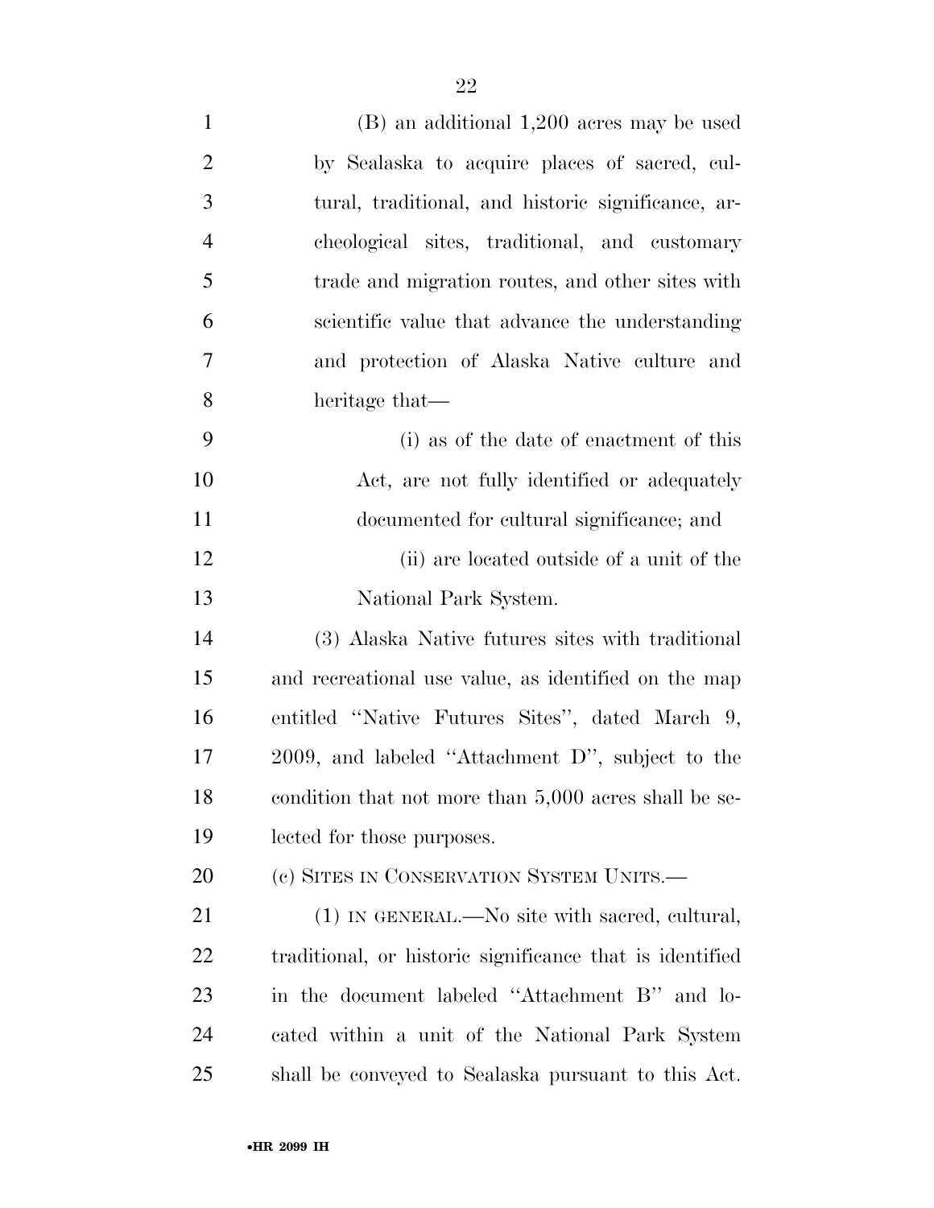(B) an additional 1,200 acres may be used by Sealaska to acquire places of sacred, cultural, traditional, and historic significance, archeological sites, traditional, and customary trade and migration routes, and other sites with scientific value that advance the understanding and protection of Alaska Native culture and heritage that—

(i) as of the date of enactment of this Act, are not fully identified or adequately documented for cultural significance; and

(ii) are located outside of a unit of the National Park System.

(3) Alaska Native futures sites with traditional and recreational use value, as identified on the map entitled ''Native Futures Sites'', dated March 9, 2009, and labeled ''Attachment D'', subject to the condition that not more than 5,000 acres shall be selected for those purposes.

(c) SITES IN CONSERVATION SYSTEM UNITS.—

(1) IN GENERAL.—No site with sacred, cultural, traditional, or historic significance that is identified in the document labeled ''Attachment B'' and located within a unit of the National Park System shall be conveyed to Sealaska pursuant to this Act.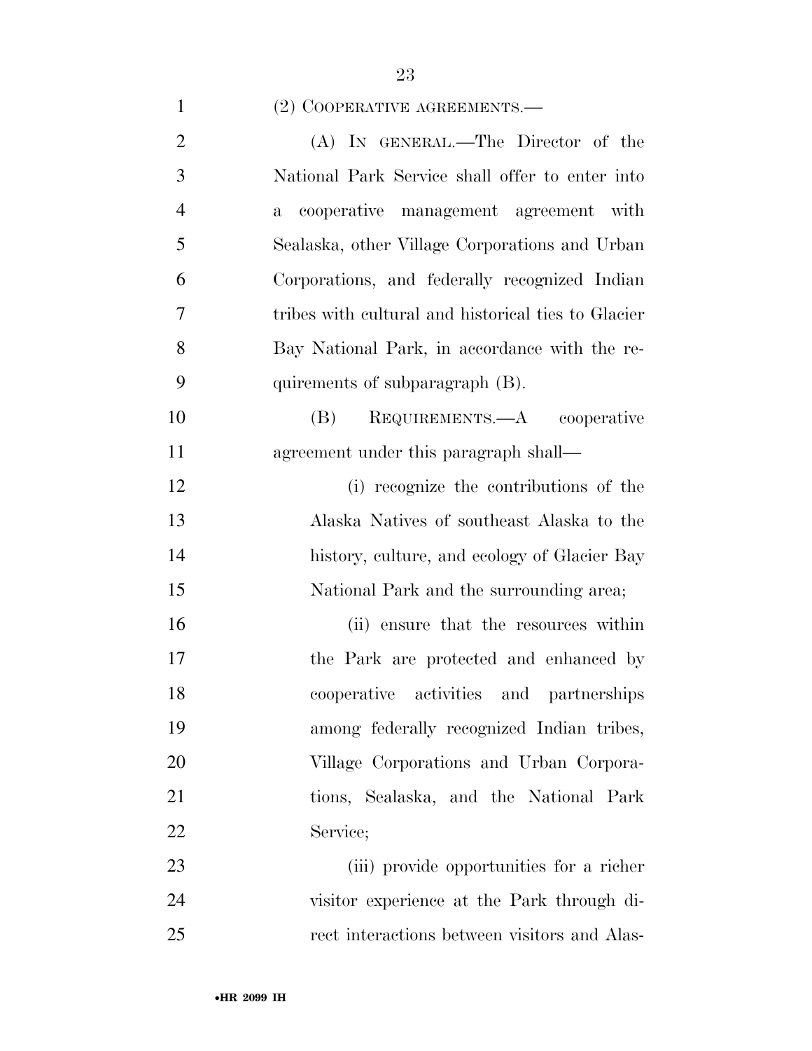(2) COOPERATIVE AGREEMENTS.—

(A) IN GENERAL.—The Director of the National Park Service shall offer to enter into a cooperative management agreement with Sealaska, other Village Corporations and Urban Corporations, and federally recognized Indian tribes with cultural and historical ties to Glacier Bay National Park, in accordance with the requirements of subparagraph (B).

(B) REQUIREMENTS.—A cooperative agreement under this paragraph shall—

(i) recognize the contributions of the Alaska Natives of southeast Alaska to the history, culture, and ecology of Glacier Bay National Park and the surrounding area;

(ii) ensure that the resources within the Park are protected and enhanced by cooperative activities and partnerships among federally recognized Indian tribes, Village Corporations and Urban Corporations, Sealaska, and the National Park Service;

(iii) provide opportunities for a richer visitor experience at the Park through direct interactions between visitors and Alas-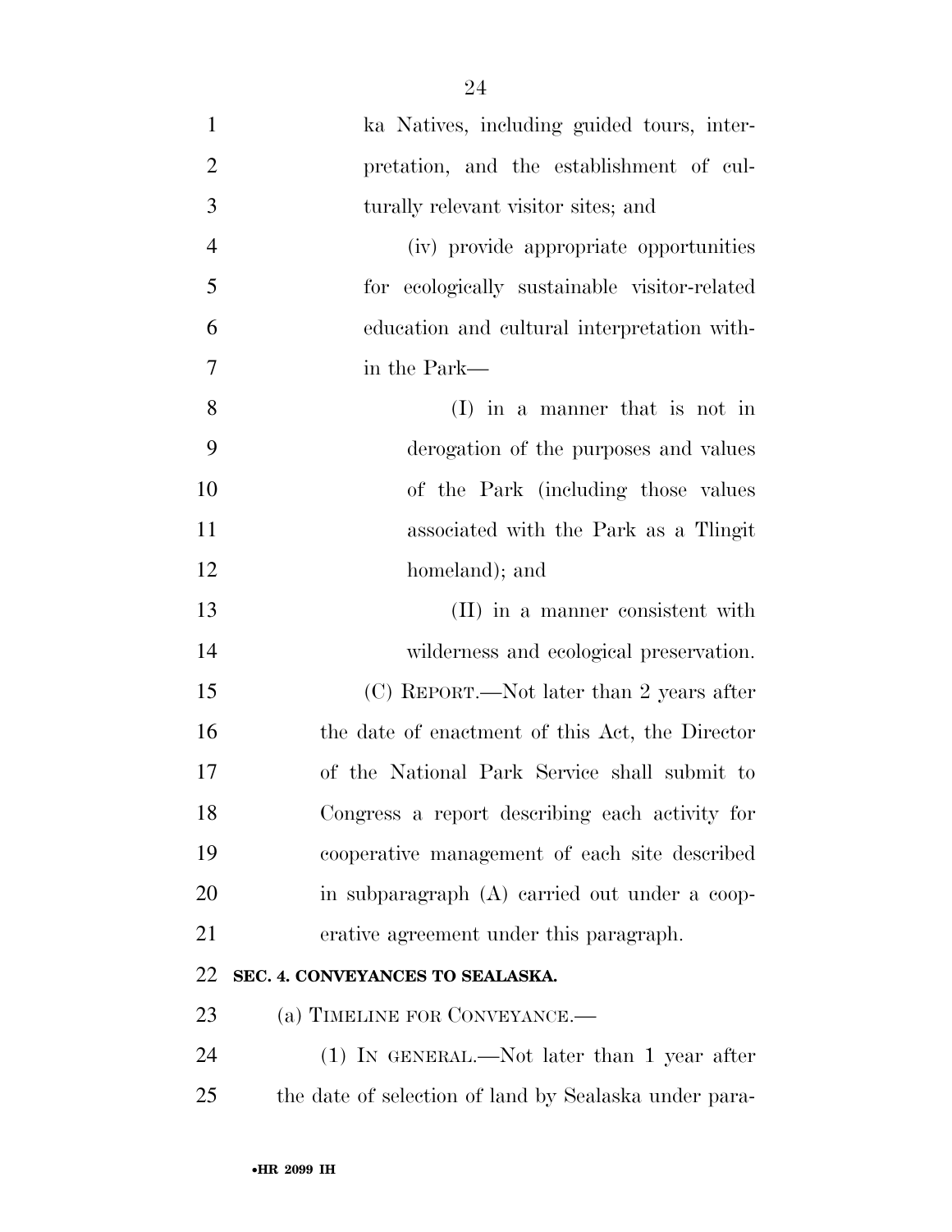ka Natives, including guided tours, interpretation, and the establishment of culturally relevant visitor sites; and

(iv) provide appropriate opportunities for ecologically sustainable visitor-related education and cultural interpretation within the Park—

(I) in a manner that is not in derogation of the purposes and values of the Park (including those values associated with the Park as a Tlingit homeland); and

(II) in a manner consistent with wilderness and ecological preservation.

(C) REPORT.—Not later than 2 years after the date of enactment of this Act, the Director of the National Park Service shall submit to Congress a report describing each activity for cooperative management of each site described in subparagraph (A) carried out under a cooperative agreement under this paragraph.

## SEC. 4. CONVEYANCES TO SEALASKA.

(a) TIMELINE FOR CONVEYANCE.—

(1) IN GENERAL.—Not later than 1 year after the date of selection of land by Sealaska under para-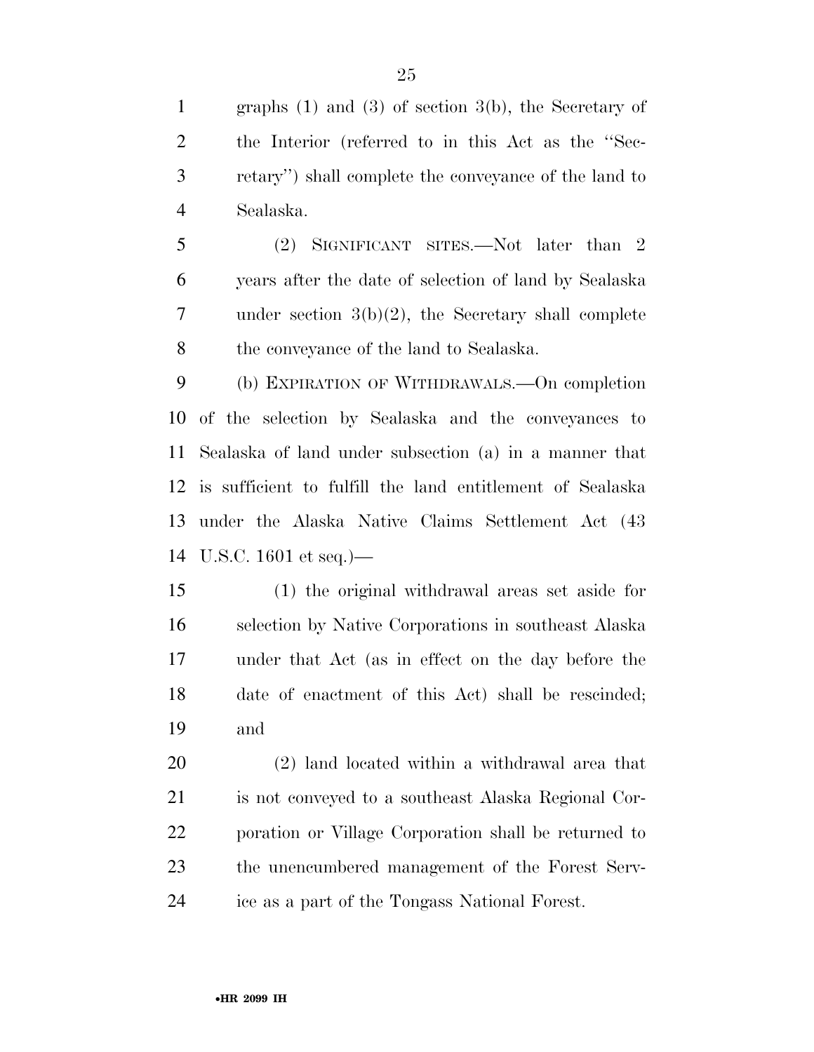graphs (1) and (3) of section 3(b), the Secretary of the Interior (referred to in this Act as the ''Secretary'') shall complete the conveyance of the land to Sealaska.

(2) SIGNIFICANT SITES.—Not later than 2 years after the date of selection of land by Sealaska under section 3(b)(2), the Secretary shall complete the conveyance of the land to Sealaska.

(b) EXPIRATION OF WITHDRAWALS.—On completion of the selection by Sealaska and the conveyances to Sealaska of land under subsection (a) in a manner that is sufficient to fulfill the land entitlement of Sealaska under the Alaska Native Claims Settlement Act (43 U.S.C. 1601 et seq.)—

(1) the original withdrawal areas set aside for selection by Native Corporations in southeast Alaska under that Act (as in effect on the day before the date of enactment of this Act) shall be rescinded; and

(2) land located within a withdrawal area that is not conveyed to a southeast Alaska Regional Corporation or Village Corporation shall be returned to the unencumbered management of the Forest Service as a part of the Tongass National Forest.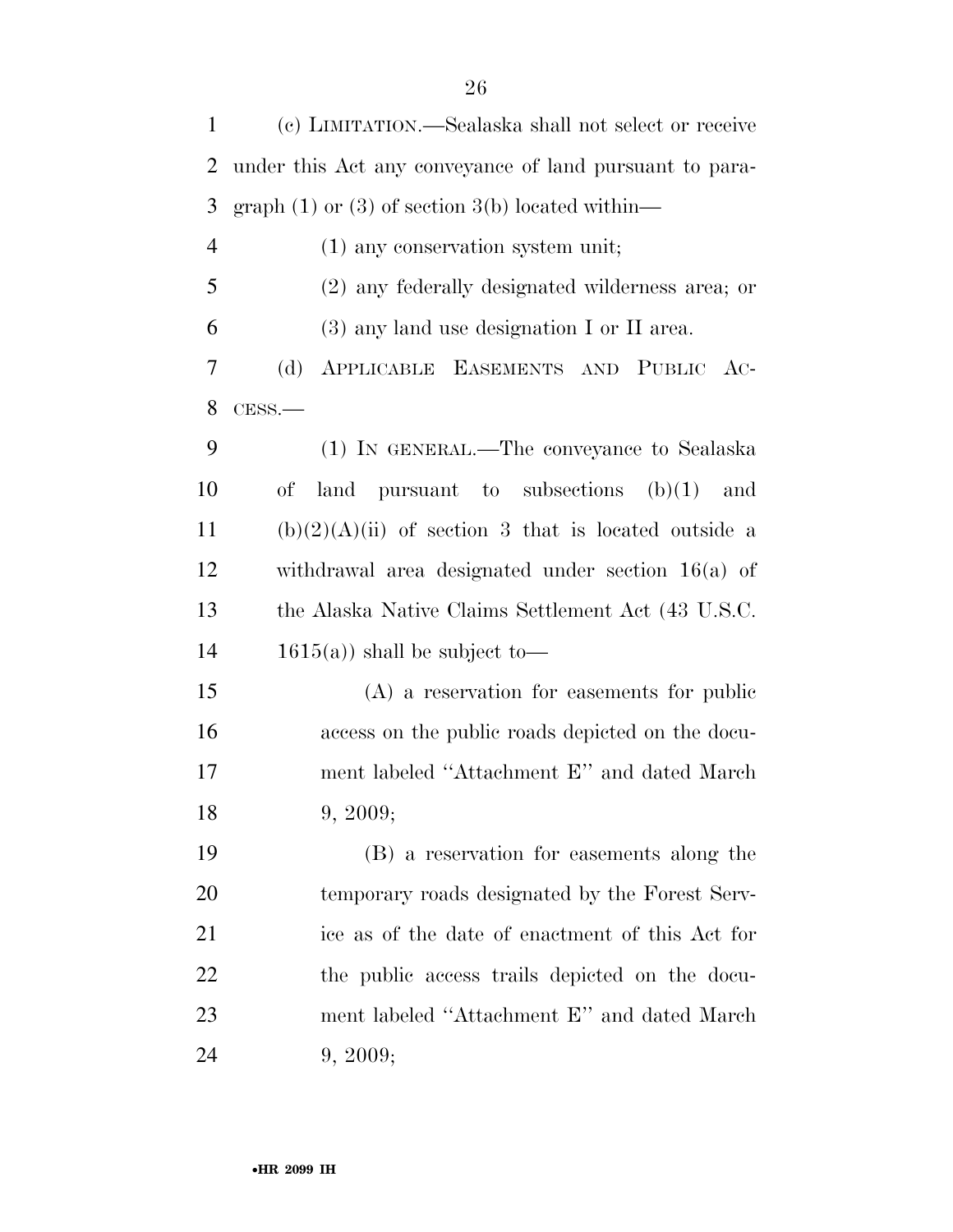(c) LIMITATION.—Sealaska shall not select or receive under this Act any conveyance of land pursuant to paragraph (1) or (3) of section 3(b) located within—

(1) any conservation system unit;

(2) any federally designated wilderness area; or

(3) any land use designation I or II area.

(d) APPLICABLE EASEMENTS AND PUBLIC ACCESS.—

(1) IN GENERAL.—The conveyance to Sealaska of land pursuant to subsections (b)(1) and (b)(2)(A)(ii) of section 3 that is located outside a withdrawal area designated under section 16(a) of the Alaska Native Claims Settlement Act (43 U.S.C. 1615(a)) shall be subject to—

(A) a reservation for easements for public access on the public roads depicted on the document labeled "Attachment E" and dated March 9, 2009;

(B) a reservation for easements along the temporary roads designated by the Forest Service as of the date of enactment of this Act for the public access trails depicted on the document labeled "Attachment E" and dated March 9, 2009;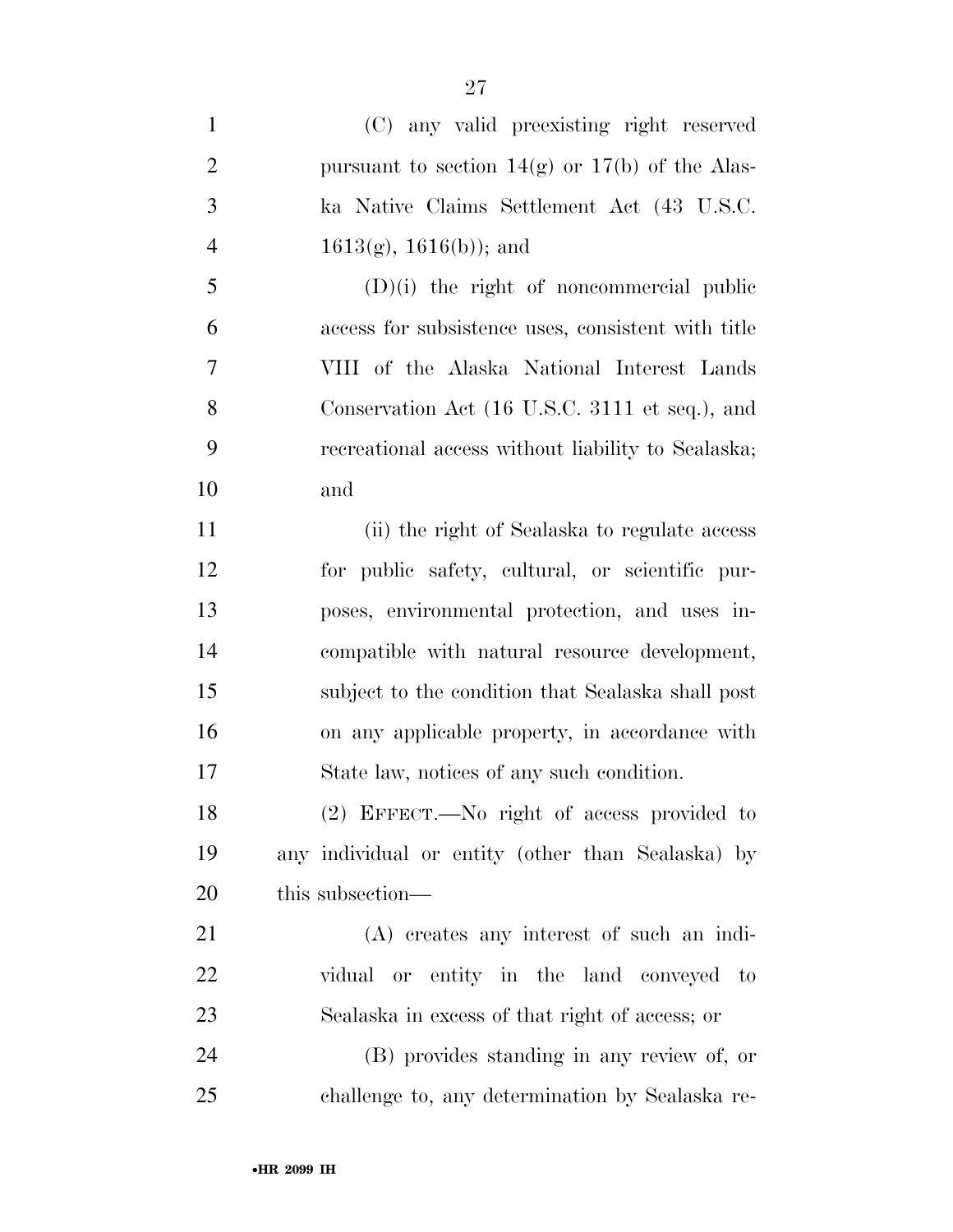(C) any valid preexisting right reserved pursuant to section 14(g) or 17(b) of the Alaska Native Claims Settlement Act (43 U.S.C. 1613(g), 1616(b)); and

(D)(i) the right of noncommercial public access for subsistence uses, consistent with title VIII of the Alaska National Interest Lands Conservation Act (16 U.S.C. 3111 et seq.), and recreational access without liability to Sealaska; and

(ii) the right of Sealaska to regulate access for public safety, cultural, or scientific purposes, environmental protection, and uses incompatible with natural resource development, subject to the condition that Sealaska shall post on any applicable property, in accordance with State law, notices of any such condition.

(2) EFFECT.—No right of access provided to any individual or entity (other than Sealaska) by this subsection—

(A) creates any interest of such an individual or entity in the land conveyed to Sealaska in excess of that right of access; or

(B) provides standing in any review of, or challenge to, any determination by Sealaska re-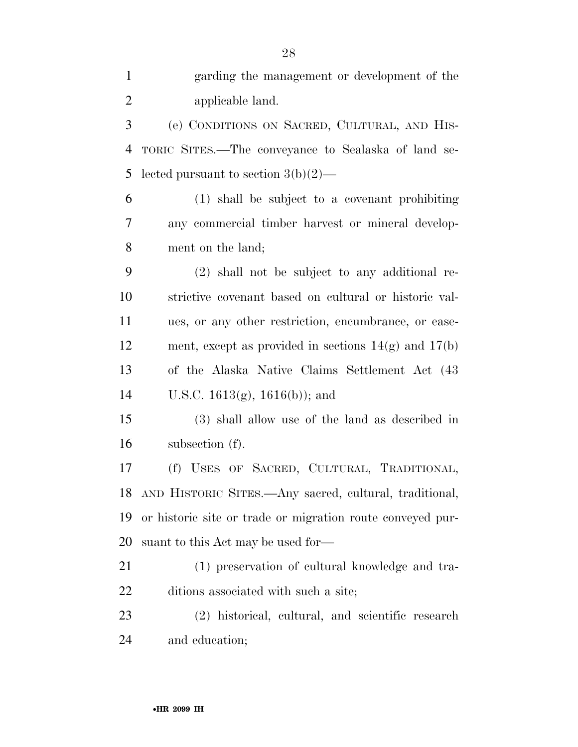garding the management or development of the applicable land.

(e) CONDITIONS ON SACRED, CULTURAL, AND HISTORIC SITES.—The conveyance to Sealaska of land selected pursuant to section 3(b)(2)—

(1) shall be subject to a covenant prohibiting any commercial timber harvest or mineral development on the land;

(2) shall not be subject to any additional restrictive covenant based on cultural or historic values, or any other restriction, encumbrance, or easement, except as provided in sections 14(g) and 17(b) of the Alaska Native Claims Settlement Act (43 U.S.C. 1613(g), 1616(b)); and

(3) shall allow use of the land as described in subsection (f).

(f) USES OF SACRED, CULTURAL, TRADITIONAL, AND HISTORIC SITES.—Any sacred, cultural, traditional, or historic site or trade or migration route conveyed pursuant to this Act may be used for—

(1) preservation of cultural knowledge and traditions associated with such a site;

(2) historical, cultural, and scientific research and education;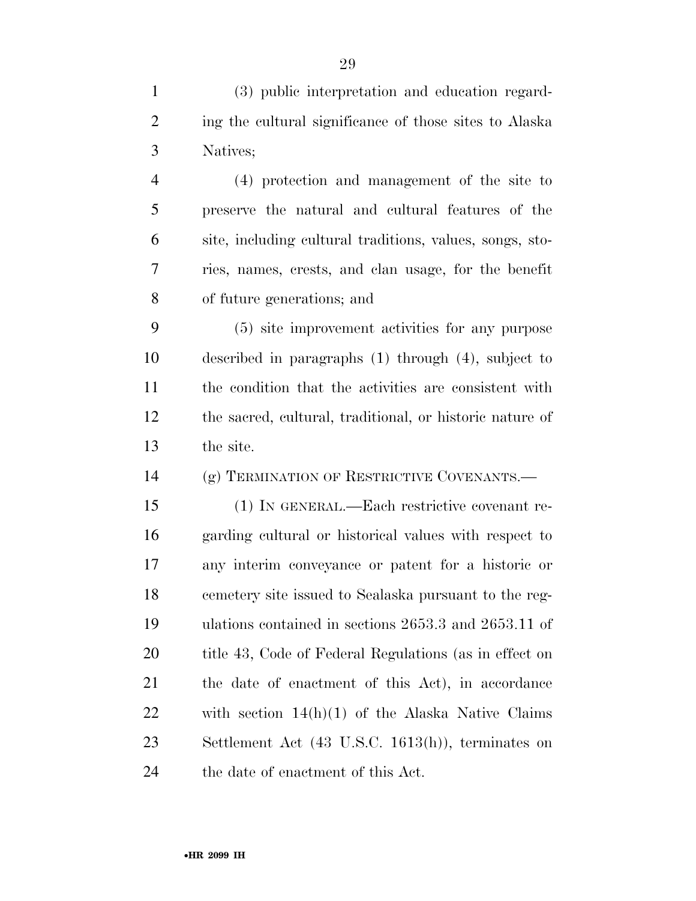(3) public interpretation and education regarding the cultural significance of those sites to Alaska Natives;

(4) protection and management of the site to preserve the natural and cultural features of the site, including cultural traditions, values, songs, stories, names, crests, and clan usage, for the benefit of future generations; and

(5) site improvement activities for any purpose described in paragraphs (1) through (4), subject to the condition that the activities are consistent with the sacred, cultural, traditional, or historic nature of the site.

(g) TERMINATION OF RESTRICTIVE COVENANTS.—

(1) IN GENERAL.—Each restrictive covenant regarding cultural or historical values with respect to any interim conveyance or patent for a historic or cemetery site issued to Sealaska pursuant to the regulations contained in sections 2653.3 and 2653.11 of title 43, Code of Federal Regulations (as in effect on the date of enactment of this Act), in accordance with section 14(h)(1) of the Alaska Native Claims Settlement Act (43 U.S.C. 1613(h)), terminates on the date of enactment of this Act.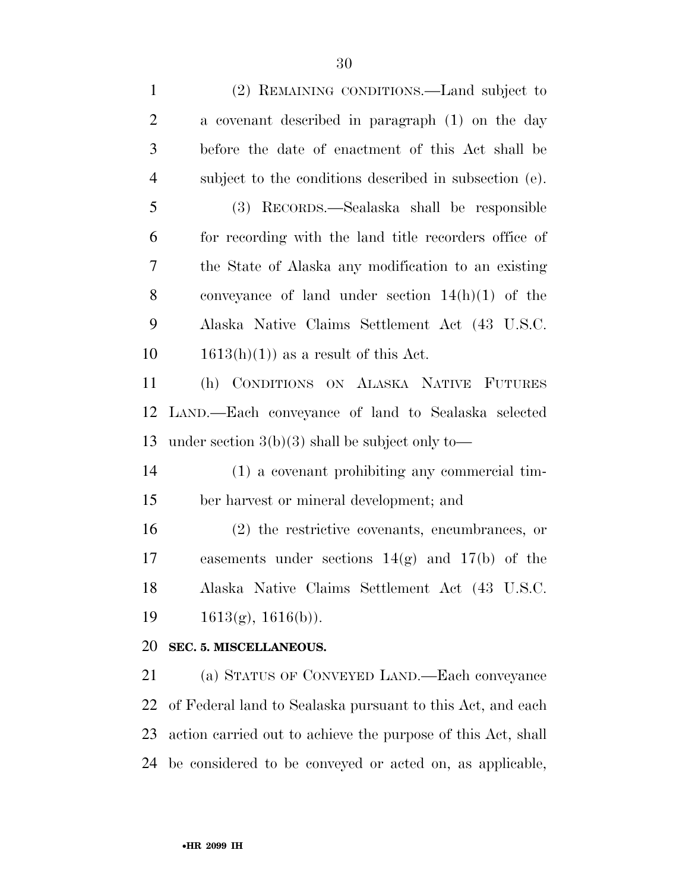(2) REMAINING CONDITIONS.—Land subject to a covenant described in paragraph (1) on the day before the date of enactment of this Act shall be subject to the conditions described in subsection (e).

(3) RECORDS.—Sealaska shall be responsible for recording with the land title recorders office of the State of Alaska any modification to an existing conveyance of land under section 14(h)(1) of the Alaska Native Claims Settlement Act (43 U.S.C. 1613(h)(1)) as a result of this Act.

(h) CONDITIONS ON ALASKA NATIVE FUTURES LAND.—Each conveyance of land to Sealaska selected under section 3(b)(3) shall be subject only to—

(1) a covenant prohibiting any commercial timber harvest or mineral development; and

(2) the restrictive covenants, encumbrances, or easements under sections 14(g) and 17(b) of the Alaska Native Claims Settlement Act (43 U.S.C. 1613(g), 1616(b)).

**SEC. 5. MISCELLANEOUS.**

(a) STATUS OF CONVEYED LAND.—Each conveyance of Federal land to Sealaska pursuant to this Act, and each action carried out to achieve the purpose of this Act, shall be considered to be conveyed or acted on, as applicable,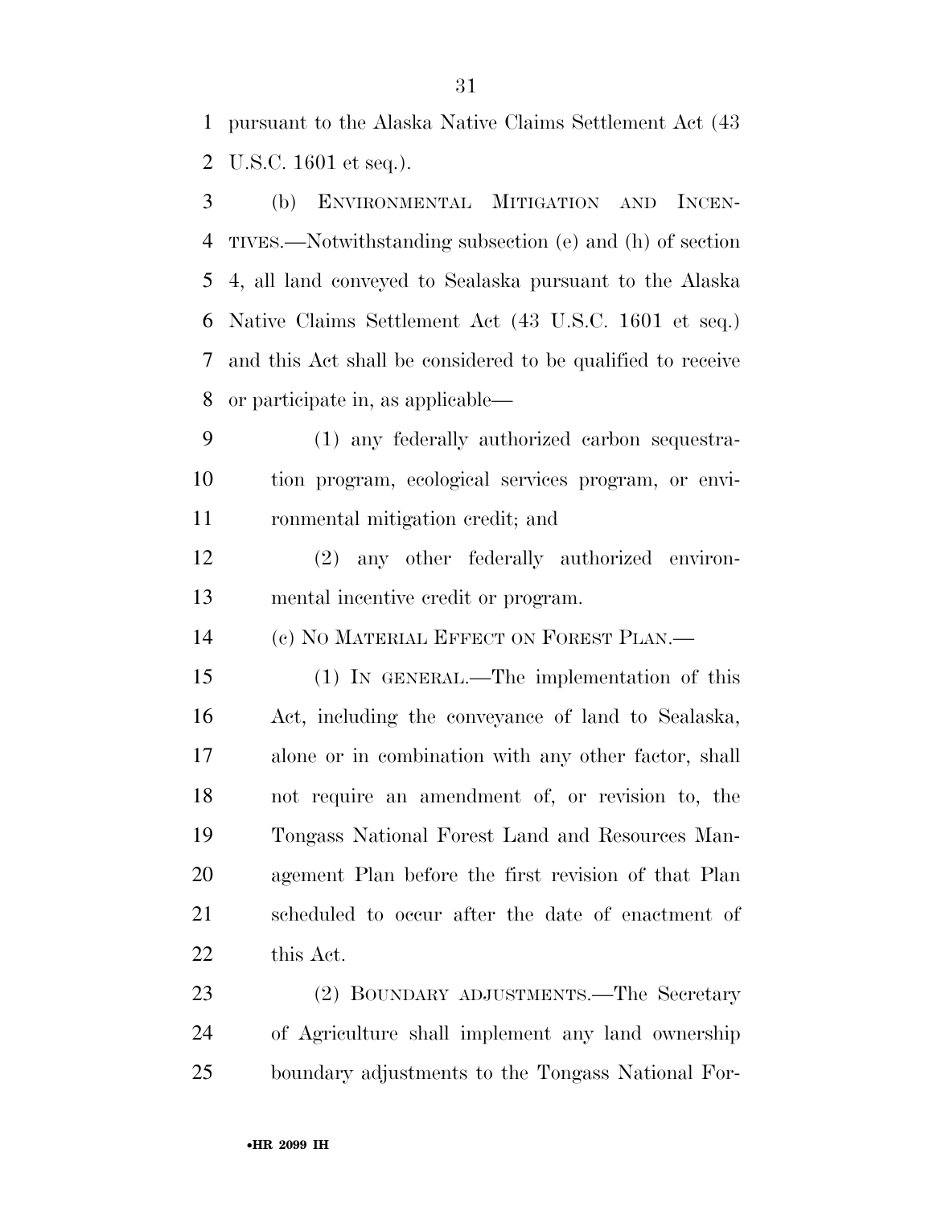pursuant to the Alaska Native Claims Settlement Act (43 U.S.C. 1601 et seq.).

(b) ENVIRONMENTAL MITIGATION AND INCENTIVES.—Notwithstanding subsection (e) and (h) of section 4, all land conveyed to Sealaska pursuant to the Alaska Native Claims Settlement Act (43 U.S.C. 1601 et seq.) and this Act shall be considered to be qualified to receive or participate in, as applicable—

(1) any federally authorized carbon sequestration program, ecological services program, or environmental mitigation credit; and

(2) any other federally authorized environmental incentive credit or program.

(c) NO MATERIAL EFFECT ON FOREST PLAN.—

(1) IN GENERAL.—The implementation of this Act, including the conveyance of land to Sealaska, alone or in combination with any other factor, shall not require an amendment of, or revision to, the Tongass National Forest Land and Resources Management Plan before the first revision of that Plan scheduled to occur after the date of enactment of this Act.

(2) BOUNDARY ADJUSTMENTS.—The Secretary of Agriculture shall implement any land ownership boundary adjustments to the Tongass National For-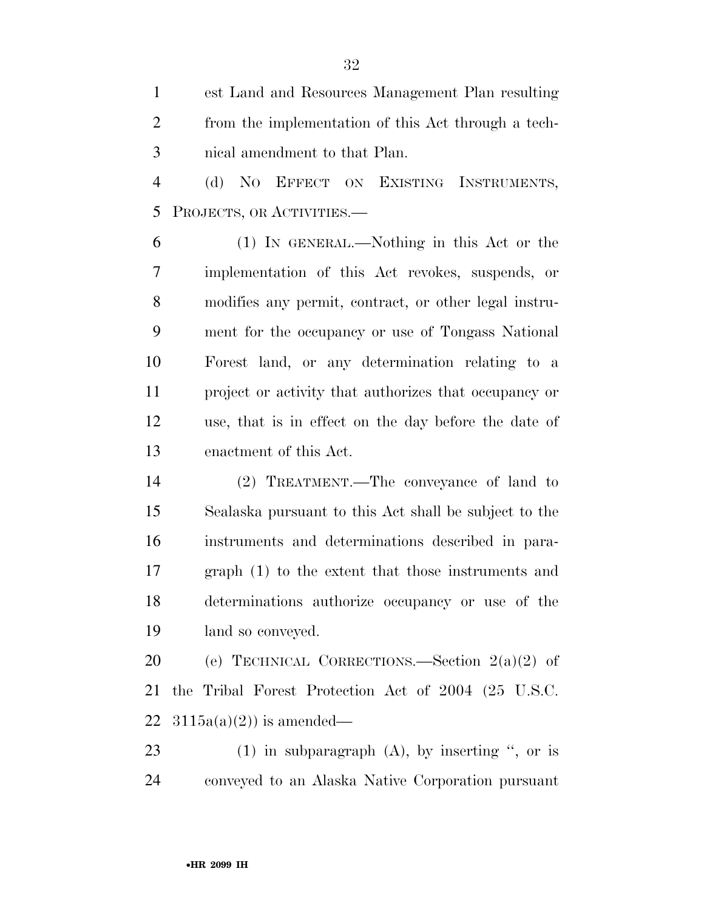est Land and Resources Management Plan resulting from the implementation of this Act through a technical amendment to that Plan.

(d) NO EFFECT ON EXISTING INSTRUMENTS, PROJECTS, OR ACTIVITIES.—

(1) IN GENERAL.—Nothing in this Act or the implementation of this Act revokes, suspends, or modifies any permit, contract, or other legal instrument for the occupancy or use of Tongass National Forest land, or any determination relating to a project or activity that authorizes that occupancy or use, that is in effect on the day before the date of enactment of this Act.

(2) TREATMENT.—The conveyance of land to Sealaska pursuant to this Act shall be subject to the instruments and determinations described in paragraph (1) to the extent that those instruments and determinations authorize occupancy or use of the land so conveyed.

(e) TECHNICAL CORRECTIONS.—Section 2(a)(2) of the Tribal Forest Protection Act of 2004 (25 U.S.C. 3115a(a)(2)) is amended—

(1) in subparagraph (A), by inserting ", or is conveyed to an Alaska Native Corporation pursuant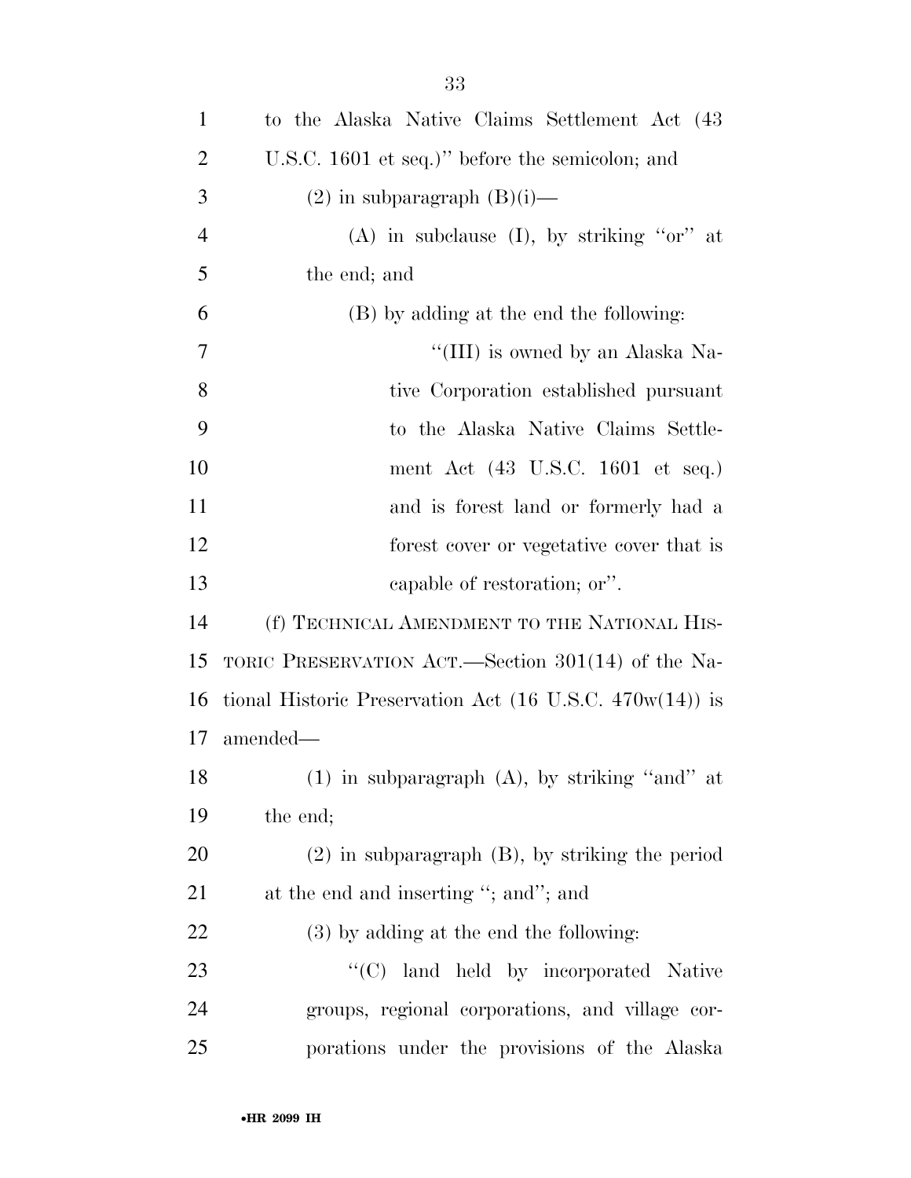to the Alaska Native Claims Settlement Act (43 U.S.C. 1601 et seq.)'' before the semicolon; and

(2) in subparagraph (B)(i)—

(A) in subclause (I), by striking ''or'' at the end; and

(B) by adding at the end the following:

''(III) is owned by an Alaska Native Corporation established pursuant to the Alaska Native Claims Settlement Act (43 U.S.C. 1601 et seq.) and is forest land or formerly had a forest cover or vegetative cover that is capable of restoration; or''.

(f) TECHNICAL AMENDMENT TO THE NATIONAL HISTORIC PRESERVATION ACT.—Section 301(14) of the National Historic Preservation Act (16 U.S.C. 470w(14)) is amended—

(1) in subparagraph (A), by striking ''and'' at the end;

(2) in subparagraph (B), by striking the period at the end and inserting ''; and''; and

(3) by adding at the end the following:

''(C) land held by incorporated Native groups, regional corporations, and village corporations under the provisions of the Alaska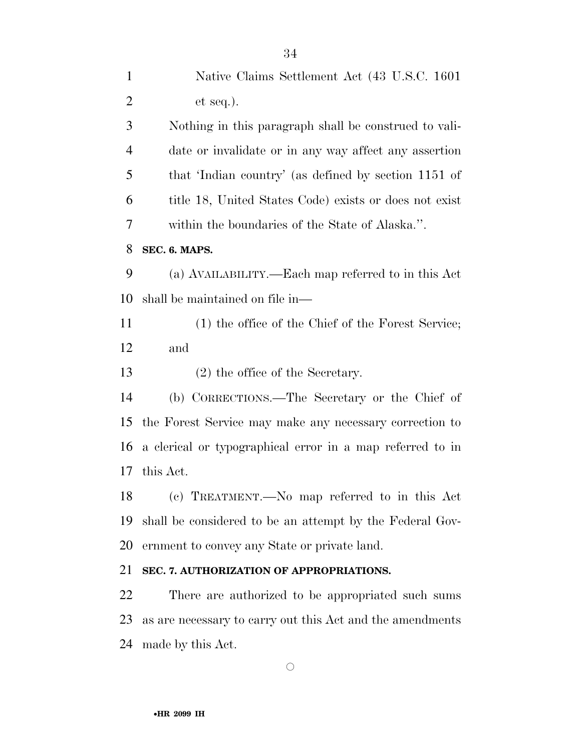Native Claims Settlement Act (43 U.S.C. 1601 et seq.).

Nothing in this paragraph shall be construed to validate or invalidate or in any way affect any assertion that 'Indian country' (as defined by section 1151 of title 18, United States Code) exists or does not exist within the boundaries of the State of Alaska.''.

**SEC. 6. MAPS.**

(a) AVAILABILITY.—Each map referred to in this Act shall be maintained on file in—

(1) the office of the Chief of the Forest Service; and

(2) the office of the Secretary.

(b) CORRECTIONS.—The Secretary or the Chief of the Forest Service may make any necessary correction to a clerical or typographical error in a map referred to in this Act.

(c) TREATMENT.—No map referred to in this Act shall be considered to be an attempt by the Federal Government to convey any State or private land.

**SEC. 7. AUTHORIZATION OF APPROPRIATIONS.**

There are authorized to be appropriated such sums as are necessary to carry out this Act and the amendments made by this Act.

○